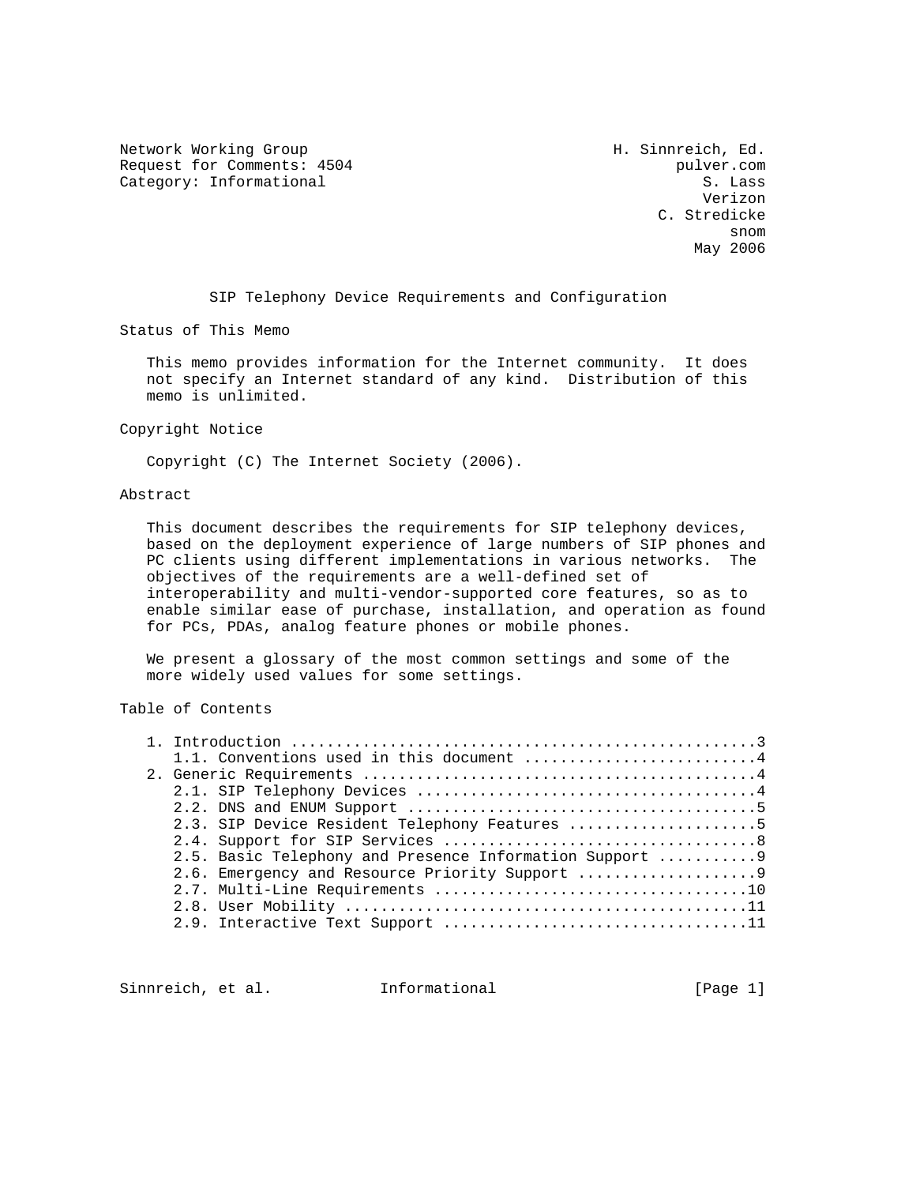Network Working Group H. Sinnreich, Ed.
Request for Comments: 4504 pulver.com
Category: Informational S. Lass
Verizon
C. Stredicke
snom
May 2006

# SIP Telephony Device Requirements and Configuration

## Status of This Memo

This memo provides information for the Internet community. It does not specify an Internet standard of any kind. Distribution of this memo is unlimited.

## Copyright Notice

Copyright (C) The Internet Society (2006).

## Abstract

This document describes the requirements for SIP telephony devices, based on the deployment experience of large numbers of SIP phones and PC clients using different implementations in various networks. The objectives of the requirements are a well-defined set of interoperability and multi-vendor-supported core features, so as to enable similar ease of purchase, installation, and operation as found for PCs, PDAs, analog feature phones or mobile phones.

We present a glossary of the most common settings and some of the more widely used values for some settings.

## Table of Contents

1. Introduction ....................................................3
   1.1. Conventions used in this document ..........................4
2. Generic Requirements ............................................4
   2.1. SIP Telephony Devices ......................................4
   2.2. DNS and ENUM Support .......................................5
   2.3. SIP Device Resident Telephony Features .....................5
   2.4. Support for SIP Services ...................................8
   2.5. Basic Telephony and Presence Information Support ...........9
   2.6. Emergency and Resource Priority Support ....................9
   2.7. Multi-Line Requirements ...................................10
   2.8. User Mobility .............................................11
   2.9. Interactive Text Support ..................................11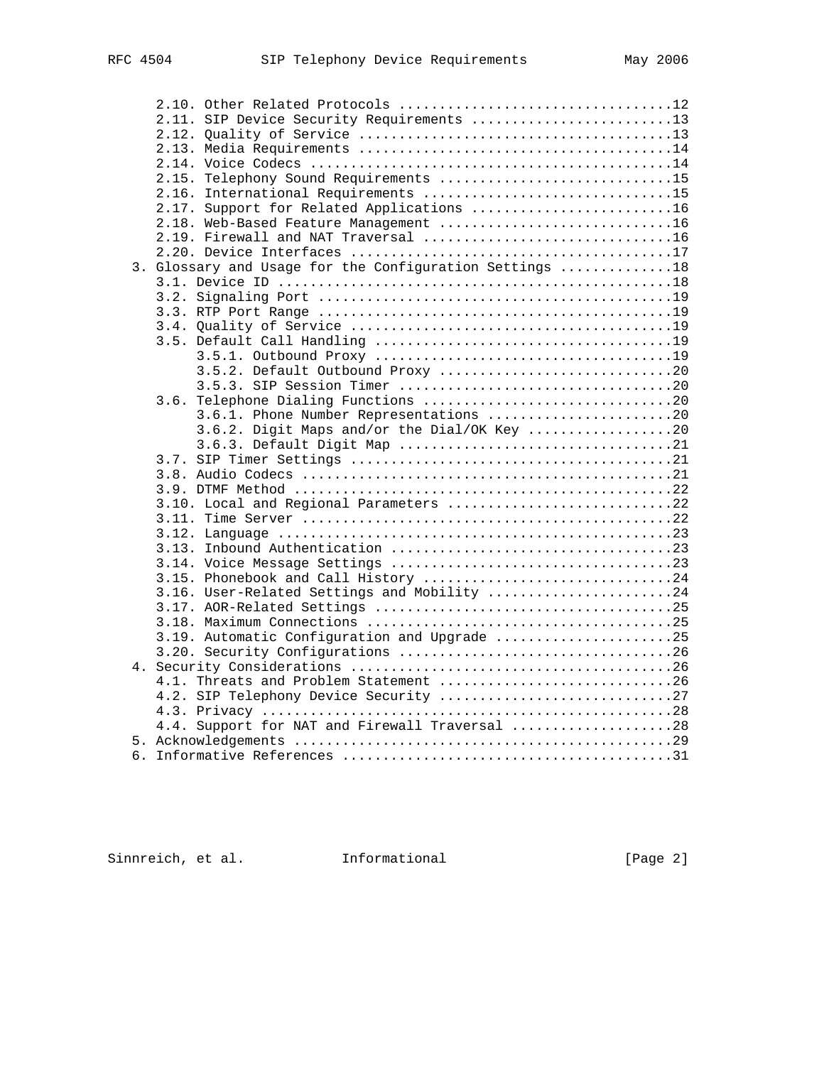```
      2.10. Other Related Protocols .................................12
      2.11. SIP Device Security Requirements ........................13
      2.12. Quality of Service ......................................13
      2.13. Media Requirements ......................................14
      2.14. Voice Codecs ............................................14
      2.15. Telephony Sound Requirements ............................15
      2.16. International Requirements ..............................15
      2.17. Support for Related Applications ........................16
      2.18. Web-Based Feature Management ............................16
      2.19. Firewall and NAT Traversal ..............................16
      2.20. Device Interfaces .......................................17
   3. Glossary and Usage for the Configuration Settings .............18
      3.1. Device ID ................................................18
      3.2. Signaling Port ...........................................19
      3.3. RTP Port Range ...........................................19
      3.4. Quality of Service .......................................19
      3.5. Default Call Handling ....................................19
           3.5.1. Outbound Proxy ....................................19
           3.5.2. Default Outbound Proxy ............................20
           3.5.3. SIP Session Timer .................................20
      3.6. Telephone Dialing Functions ..............................20
           3.6.1. Phone Number Representations ......................20
           3.6.2. Digit Maps and/or the Dial/OK Key .................20
           3.6.3. Default Digit Map .................................21
      3.7. SIP Timer Settings .......................................21
      3.8. Audio Codecs .............................................21
      3.9. DTMF Method ..............................................22
      3.10. Local and Regional Parameters ...........................22
      3.11. Time Server .............................................22
      3.12. Language ................................................23
      3.13. Inbound Authentication ..................................23
      3.14. Voice Message Settings ..................................23
      3.15. Phonebook and Call History ..............................24
      3.16. User-Related Settings and Mobility ......................24
      3.17. AOR-Related Settings ....................................25
      3.18. Maximum Connections .....................................25
      3.19. Automatic Configuration and Upgrade .....................25
      3.20. Security Configurations .................................26
   4. Security Considerations .......................................26
      4.1. Threats and Problem Statement ............................26
      4.2. SIP Telephony Device Security ............................27
      4.3. Privacy ..................................................28
      4.4. Support for NAT and Firewall Traversal ...................28
   5. Acknowledgements ..............................................29
   6. Informative References ........................................31
```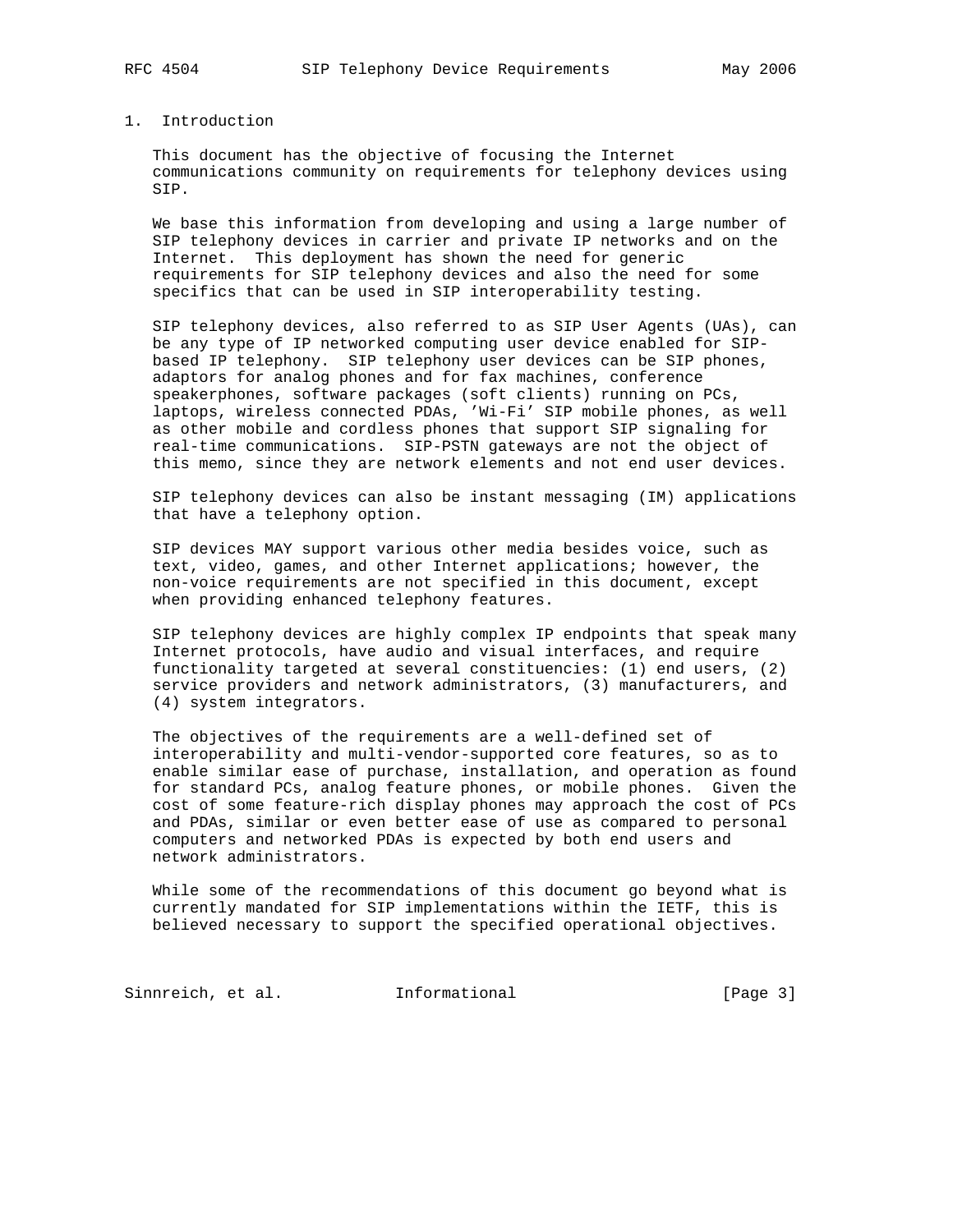# 1. Introduction

This document has the objective of focusing the Internet communications community on requirements for telephony devices using SIP.

We base this information from developing and using a large number of SIP telephony devices in carrier and private IP networks and on the Internet. This deployment has shown the need for generic requirements for SIP telephony devices and also the need for some specifics that can be used in SIP interoperability testing.

SIP telephony devices, also referred to as SIP User Agents (UAs), can be any type of IP networked computing user device enabled for SIP-based IP telephony. SIP telephony user devices can be SIP phones, adaptors for analog phones and for fax machines, conference speakerphones, software packages (soft clients) running on PCs, laptops, wireless connected PDAs, 'Wi-Fi' SIP mobile phones, as well as other mobile and cordless phones that support SIP signaling for real-time communications. SIP-PSTN gateways are not the object of this memo, since they are network elements and not end user devices.

SIP telephony devices can also be instant messaging (IM) applications that have a telephony option.

SIP devices MAY support various other media besides voice, such as text, video, games, and other Internet applications; however, the non-voice requirements are not specified in this document, except when providing enhanced telephony features.

SIP telephony devices are highly complex IP endpoints that speak many Internet protocols, have audio and visual interfaces, and require functionality targeted at several constituencies: (1) end users, (2) service providers and network administrators, (3) manufacturers, and (4) system integrators.

The objectives of the requirements are a well-defined set of interoperability and multi-vendor-supported core features, so as to enable similar ease of purchase, installation, and operation as found for standard PCs, analog feature phones, or mobile phones. Given the cost of some feature-rich display phones may approach the cost of PCs and PDAs, similar or even better ease of use as compared to personal computers and networked PDAs is expected by both end users and network administrators.

While some of the recommendations of this document go beyond what is currently mandated for SIP implementations within the IETF, this is believed necessary to support the specified operational objectives.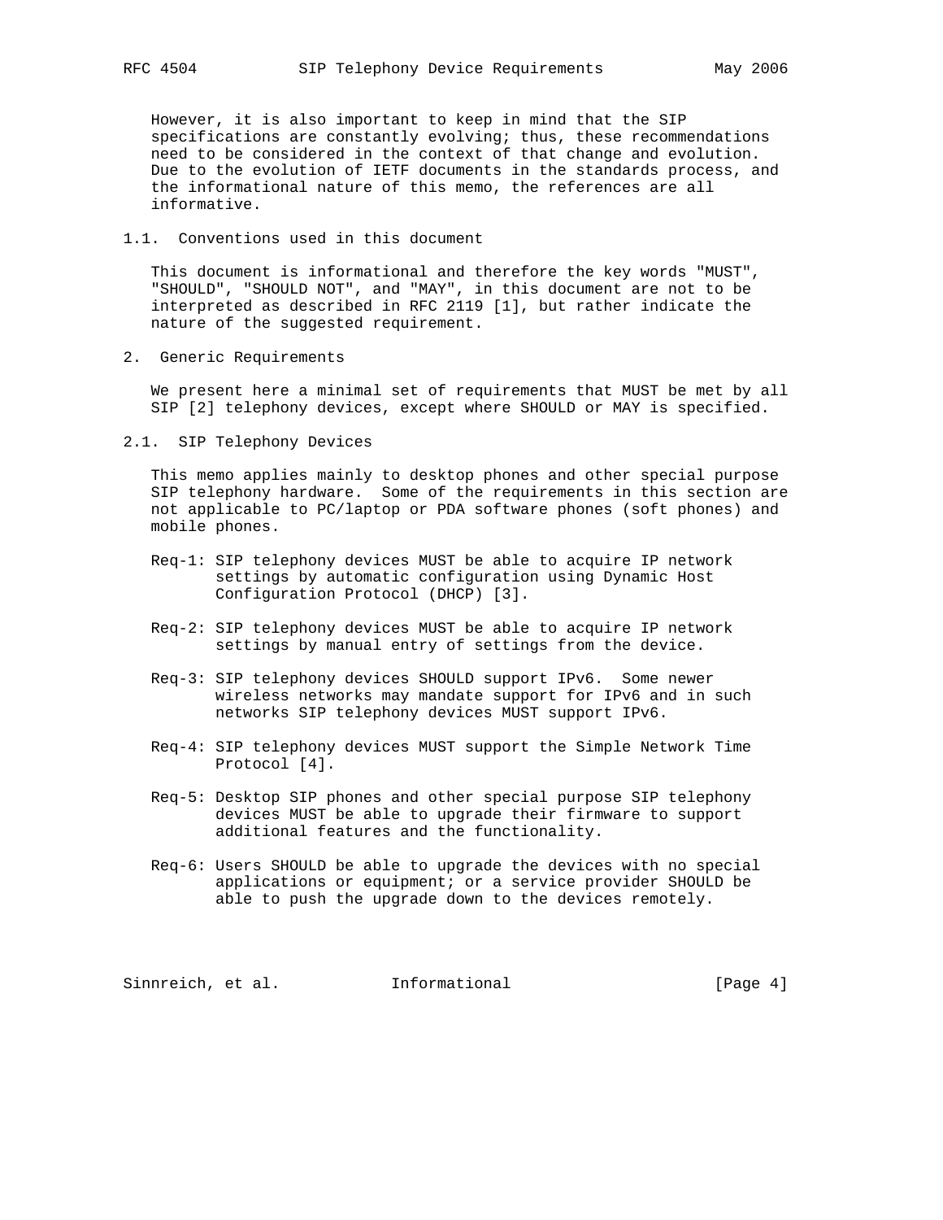However, it is also important to keep in mind that the SIP specifications are constantly evolving; thus, these recommendations need to be considered in the context of that change and evolution. Due to the evolution of IETF documents in the standards process, and the informational nature of this memo, the references are all informative.

### 1.1. Conventions used in this document

This document is informational and therefore the key words "MUST", "SHOULD", "SHOULD NOT", and "MAY", in this document are not to be interpreted as described in RFC 2119 [1], but rather indicate the nature of the suggested requirement.

## 2. Generic Requirements

We present here a minimal set of requirements that MUST be met by all SIP [2] telephony devices, except where SHOULD or MAY is specified.

### 2.1. SIP Telephony Devices

This memo applies mainly to desktop phones and other special purpose SIP telephony hardware. Some of the requirements in this section are not applicable to PC/laptop or PDA software phones (soft phones) and mobile phones.

Req-1: SIP telephony devices MUST be able to acquire IP network settings by automatic configuration using Dynamic Host Configuration Protocol (DHCP) [3].

Req-2: SIP telephony devices MUST be able to acquire IP network settings by manual entry of settings from the device.

Req-3: SIP telephony devices SHOULD support IPv6. Some newer wireless networks may mandate support for IPv6 and in such networks SIP telephony devices MUST support IPv6.

Req-4: SIP telephony devices MUST support the Simple Network Time Protocol [4].

Req-5: Desktop SIP phones and other special purpose SIP telephony devices MUST be able to upgrade their firmware to support additional features and the functionality.

Req-6: Users SHOULD be able to upgrade the devices with no special applications or equipment; or a service provider SHOULD be able to push the upgrade down to the devices remotely.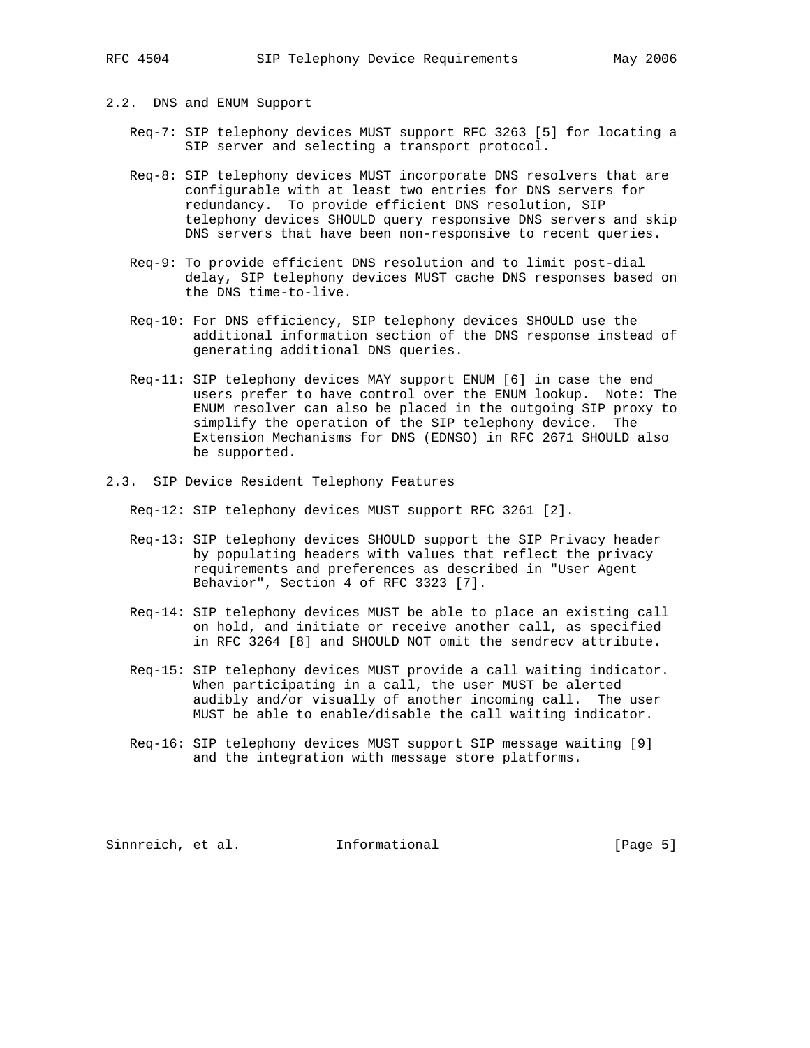## 2.2. DNS and ENUM Support

Req-7: SIP telephony devices MUST support RFC 3263 [5] for locating a SIP server and selecting a transport protocol.

Req-8: SIP telephony devices MUST incorporate DNS resolvers that are configurable with at least two entries for DNS servers for redundancy. To provide efficient DNS resolution, SIP telephony devices SHOULD query responsive DNS servers and skip DNS servers that have been non-responsive to recent queries.

Req-9: To provide efficient DNS resolution and to limit post-dial delay, SIP telephony devices MUST cache DNS responses based on the DNS time-to-live.

Req-10: For DNS efficiency, SIP telephony devices SHOULD use the additional information section of the DNS response instead of generating additional DNS queries.

Req-11: SIP telephony devices MAY support ENUM [6] in case the end users prefer to have control over the ENUM lookup. Note: The ENUM resolver can also be placed in the outgoing SIP proxy to simplify the operation of the SIP telephony device. The Extension Mechanisms for DNS (EDNSO) in RFC 2671 SHOULD also be supported.

## 2.3. SIP Device Resident Telephony Features

Req-12: SIP telephony devices MUST support RFC 3261 [2].

Req-13: SIP telephony devices SHOULD support the SIP Privacy header by populating headers with values that reflect the privacy requirements and preferences as described in "User Agent Behavior", Section 4 of RFC 3323 [7].

Req-14: SIP telephony devices MUST be able to place an existing call on hold, and initiate or receive another call, as specified in RFC 3264 [8] and SHOULD NOT omit the sendrecv attribute.

Req-15: SIP telephony devices MUST provide a call waiting indicator. When participating in a call, the user MUST be alerted audibly and/or visually of another incoming call. The user MUST be able to enable/disable the call waiting indicator.

Req-16: SIP telephony devices MUST support SIP message waiting [9] and the integration with message store platforms.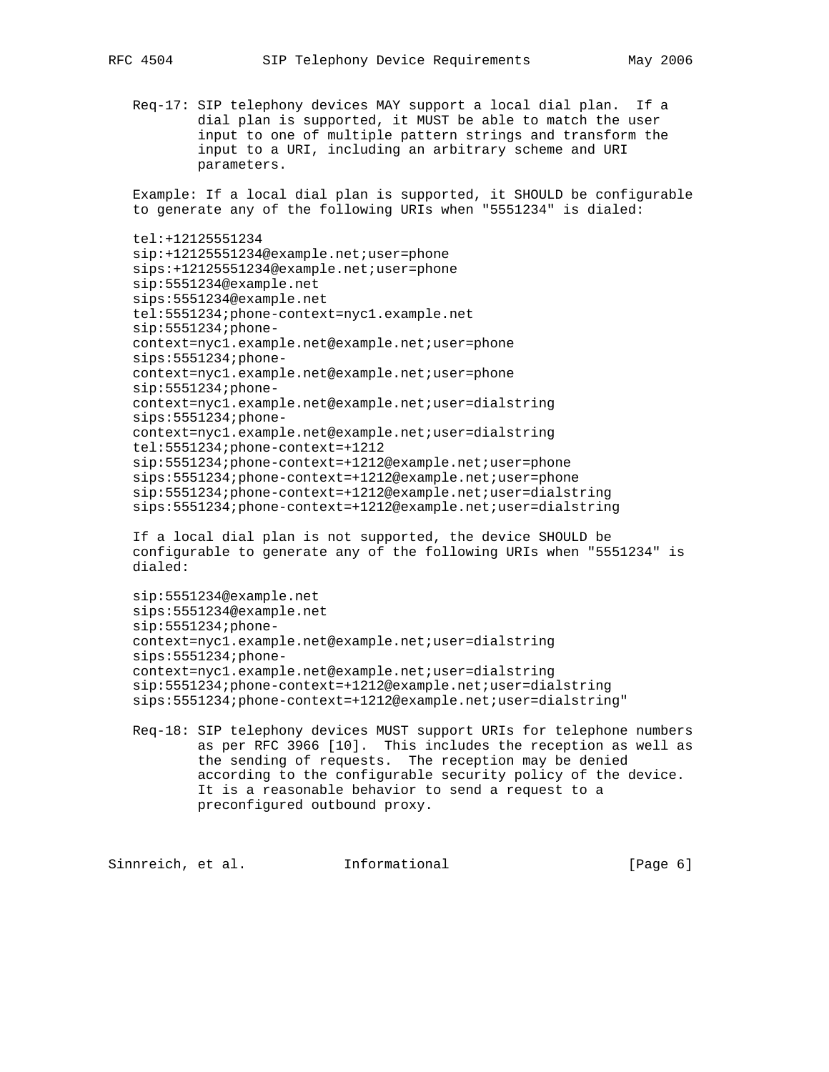Req-17: SIP telephony devices MAY support a local dial plan. If a dial plan is supported, it MUST be able to match the user input to one of multiple pattern strings and transform the input to a URI, including an arbitrary scheme and URI parameters.

Example: If a local dial plan is supported, it SHOULD be configurable to generate any of the following URIs when "5551234" is dialed:

```
tel:+12125551234
sip:+12125551234@example.net;user=phone
sips:+12125551234@example.net;user=phone
sip:5551234@example.net
sips:5551234@example.net
tel:5551234;phone-context=nyc1.example.net
sip:5551234;phone-
context=nyc1.example.net@example.net;user=phone
sips:5551234;phone-
context=nyc1.example.net@example.net;user=phone
sip:5551234;phone-
context=nyc1.example.net@example.net;user=dialstring
sips:5551234;phone-
context=nyc1.example.net@example.net;user=dialstring
tel:5551234;phone-context=+1212
sip:5551234;phone-context=+1212@example.net;user=phone
sips:5551234;phone-context=+1212@example.net;user=phone
sip:5551234;phone-context=+1212@example.net;user=dialstring
sips:5551234;phone-context=+1212@example.net;user=dialstring
```

If a local dial plan is not supported, the device SHOULD be configurable to generate any of the following URIs when "5551234" is dialed:

```
sip:5551234@example.net
sips:5551234@example.net
sip:5551234;phone-
context=nyc1.example.net@example.net;user=dialstring
sips:5551234;phone-
context=nyc1.example.net@example.net;user=dialstring
sip:5551234;phone-context=+1212@example.net;user=dialstring
sips:5551234;phone-context=+1212@example.net;user=dialstring"
```

Req-18: SIP telephony devices MUST support URIs for telephone numbers as per RFC 3966 [10]. This includes the reception as well as the sending of requests. The reception may be denied according to the configurable security policy of the device. It is a reasonable behavior to send a request to a preconfigured outbound proxy.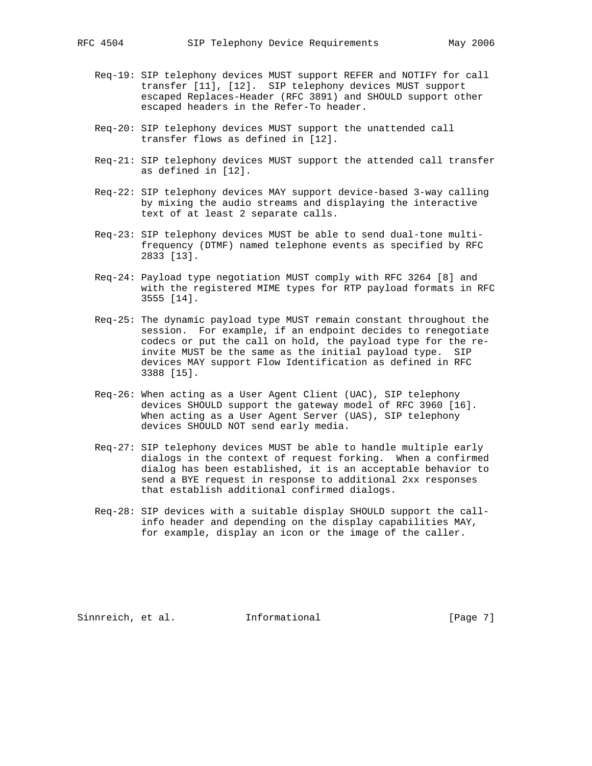Req-19: SIP telephony devices MUST support REFER and NOTIFY for call transfer [11], [12]. SIP telephony devices MUST support escaped Replaces-Header (RFC 3891) and SHOULD support other escaped headers in the Refer-To header.

Req-20: SIP telephony devices MUST support the unattended call transfer flows as defined in [12].

Req-21: SIP telephony devices MUST support the attended call transfer as defined in [12].

Req-22: SIP telephony devices MAY support device-based 3-way calling by mixing the audio streams and displaying the interactive text of at least 2 separate calls.

Req-23: SIP telephony devices MUST be able to send dual-tone multi-frequency (DTMF) named telephone events as specified by RFC 2833 [13].

Req-24: Payload type negotiation MUST comply with RFC 3264 [8] and with the registered MIME types for RTP payload formats in RFC 3555 [14].

Req-25: The dynamic payload type MUST remain constant throughout the session. For example, if an endpoint decides to renegotiate codecs or put the call on hold, the payload type for the re-invite MUST be the same as the initial payload type. SIP devices MAY support Flow Identification as defined in RFC 3388 [15].

Req-26: When acting as a User Agent Client (UAC), SIP telephony devices SHOULD support the gateway model of RFC 3960 [16]. When acting as a User Agent Server (UAS), SIP telephony devices SHOULD NOT send early media.

Req-27: SIP telephony devices MUST be able to handle multiple early dialogs in the context of request forking. When a confirmed dialog has been established, it is an acceptable behavior to send a BYE request in response to additional 2xx responses that establish additional confirmed dialogs.

Req-28: SIP devices with a suitable display SHOULD support the call-info header and depending on the display capabilities MAY, for example, display an icon or the image of the caller.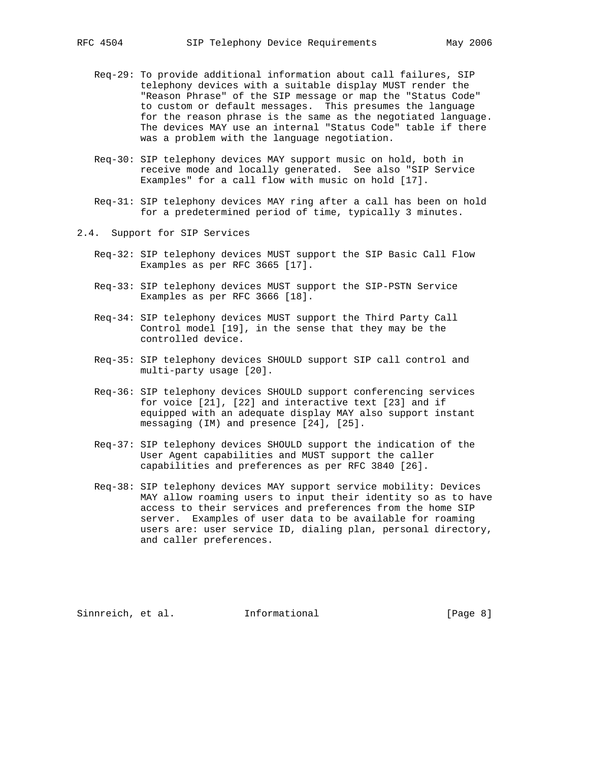Req-29: To provide additional information about call failures, SIP telephony devices with a suitable display MUST render the "Reason Phrase" of the SIP message or map the "Status Code" to custom or default messages. This presumes the language for the reason phrase is the same as the negotiated language. The devices MAY use an internal "Status Code" table if there was a problem with the language negotiation.

Req-30: SIP telephony devices MAY support music on hold, both in receive mode and locally generated. See also "SIP Service Examples" for a call flow with music on hold [17].

Req-31: SIP telephony devices MAY ring after a call has been on hold for a predetermined period of time, typically 3 minutes.

## 2.4. Support for SIP Services

Req-32: SIP telephony devices MUST support the SIP Basic Call Flow Examples as per RFC 3665 [17].

Req-33: SIP telephony devices MUST support the SIP-PSTN Service Examples as per RFC 3666 [18].

Req-34: SIP telephony devices MUST support the Third Party Call Control model [19], in the sense that they may be the controlled device.

Req-35: SIP telephony devices SHOULD support SIP call control and multi-party usage [20].

Req-36: SIP telephony devices SHOULD support conferencing services for voice [21], [22] and interactive text [23] and if equipped with an adequate display MAY also support instant messaging (IM) and presence [24], [25].

Req-37: SIP telephony devices SHOULD support the indication of the User Agent capabilities and MUST support the caller capabilities and preferences as per RFC 3840 [26].

Req-38: SIP telephony devices MAY support service mobility: Devices MAY allow roaming users to input their identity so as to have access to their services and preferences from the home SIP server. Examples of user data to be available for roaming users are: user service ID, dialing plan, personal directory, and caller preferences.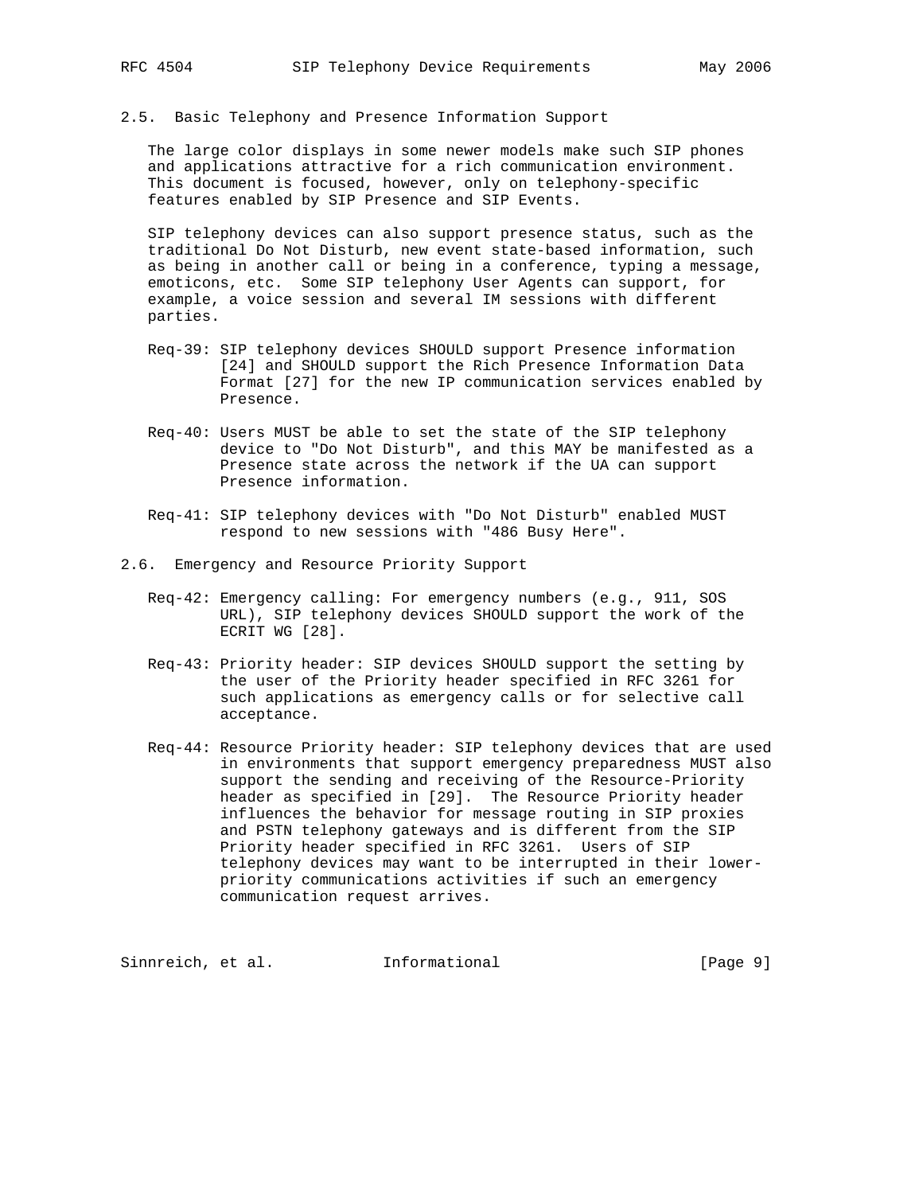## 2.5. Basic Telephony and Presence Information Support

The large color displays in some newer models make such SIP phones and applications attractive for a rich communication environment. This document is focused, however, only on telephony-specific features enabled by SIP Presence and SIP Events.

SIP telephony devices can also support presence status, such as the traditional Do Not Disturb, new event state-based information, such as being in another call or being in a conference, typing a message, emoticons, etc. Some SIP telephony User Agents can support, for example, a voice session and several IM sessions with different parties.

Req-39: SIP telephony devices SHOULD support Presence information [24] and SHOULD support the Rich Presence Information Data Format [27] for the new IP communication services enabled by Presence.

Req-40: Users MUST be able to set the state of the SIP telephony device to "Do Not Disturb", and this MAY be manifested as a Presence state across the network if the UA can support Presence information.

Req-41: SIP telephony devices with "Do Not Disturb" enabled MUST respond to new sessions with "486 Busy Here".

## 2.6. Emergency and Resource Priority Support

Req-42: Emergency calling: For emergency numbers (e.g., 911, SOS URL), SIP telephony devices SHOULD support the work of the ECRIT WG [28].

Req-43: Priority header: SIP devices SHOULD support the setting by the user of the Priority header specified in RFC 3261 for such applications as emergency calls or for selective call acceptance.

Req-44: Resource Priority header: SIP telephony devices that are used in environments that support emergency preparedness MUST also support the sending and receiving of the Resource-Priority header as specified in [29]. The Resource Priority header influences the behavior for message routing in SIP proxies and PSTN telephony gateways and is different from the SIP Priority header specified in RFC 3261. Users of SIP telephony devices may want to be interrupted in their lower-priority communications activities if such an emergency communication request arrives.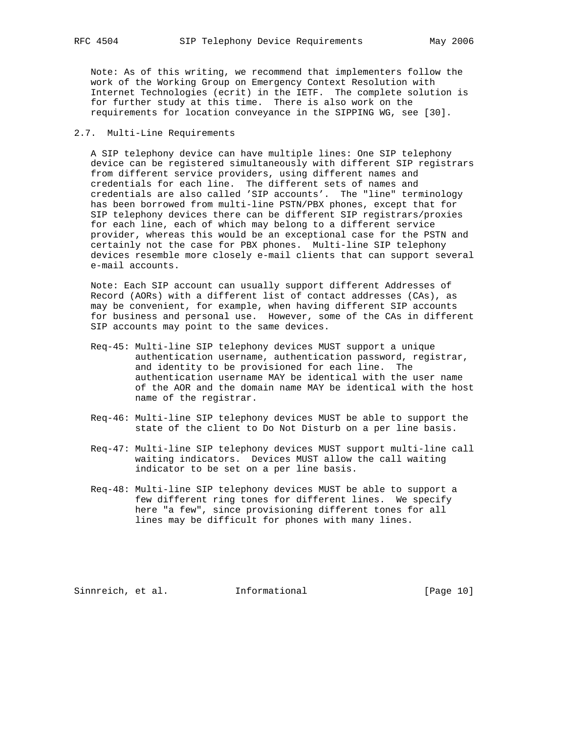Note: As of this writing, we recommend that implementers follow the work of the Working Group on Emergency Context Resolution with Internet Technologies (ecrit) in the IETF. The complete solution is for further study at this time. There is also work on the requirements for location conveyance in the SIPPING WG, see [30].

## 2.7. Multi-Line Requirements

A SIP telephony device can have multiple lines: One SIP telephony device can be registered simultaneously with different SIP registrars from different service providers, using different names and credentials for each line. The different sets of names and credentials are also called 'SIP accounts'. The "line" terminology has been borrowed from multi-line PSTN/PBX phones, except that for SIP telephony devices there can be different SIP registrars/proxies for each line, each of which may belong to a different service provider, whereas this would be an exceptional case for the PSTN and certainly not the case for PBX phones. Multi-line SIP telephony devices resemble more closely e-mail clients that can support several e-mail accounts.

Note: Each SIP account can usually support different Addresses of Record (AORs) with a different list of contact addresses (CAs), as may be convenient, for example, when having different SIP accounts for business and personal use. However, some of the CAs in different SIP accounts may point to the same devices.

Req-45: Multi-line SIP telephony devices MUST support a unique authentication username, authentication password, registrar, and identity to be provisioned for each line. The authentication username MAY be identical with the user name of the AOR and the domain name MAY be identical with the host name of the registrar.

Req-46: Multi-line SIP telephony devices MUST be able to support the state of the client to Do Not Disturb on a per line basis.

Req-47: Multi-line SIP telephony devices MUST support multi-line call waiting indicators. Devices MUST allow the call waiting indicator to be set on a per line basis.

Req-48: Multi-line SIP telephony devices MUST be able to support a few different ring tones for different lines. We specify here "a few", since provisioning different tones for all lines may be difficult for phones with many lines.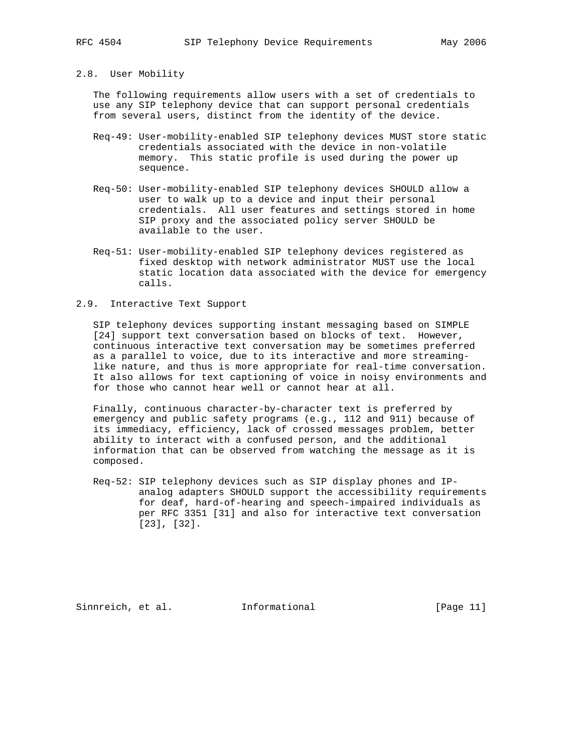## 2.8. User Mobility

The following requirements allow users with a set of credentials to use any SIP telephony device that can support personal credentials from several users, distinct from the identity of the device.

Req-49: User-mobility-enabled SIP telephony devices MUST store static credentials associated with the device in non-volatile memory. This static profile is used during the power up sequence.

Req-50: User-mobility-enabled SIP telephony devices SHOULD allow a user to walk up to a device and input their personal credentials. All user features and settings stored in home SIP proxy and the associated policy server SHOULD be available to the user.

Req-51: User-mobility-enabled SIP telephony devices registered as fixed desktop with network administrator MUST use the local static location data associated with the device for emergency calls.

## 2.9. Interactive Text Support

SIP telephony devices supporting instant messaging based on SIMPLE [24] support text conversation based on blocks of text. However, continuous interactive text conversation may be sometimes preferred as a parallel to voice, due to its interactive and more streaming-like nature, and thus is more appropriate for real-time conversation. It also allows for text captioning of voice in noisy environments and for those who cannot hear well or cannot hear at all.

Finally, continuous character-by-character text is preferred by emergency and public safety programs (e.g., 112 and 911) because of its immediacy, efficiency, lack of crossed messages problem, better ability to interact with a confused person, and the additional information that can be observed from watching the message as it is composed.

Req-52: SIP telephony devices such as SIP display phones and IP-analog adapters SHOULD support the accessibility requirements for deaf, hard-of-hearing and speech-impaired individuals as per RFC 3351 [31] and also for interactive text conversation [23], [32].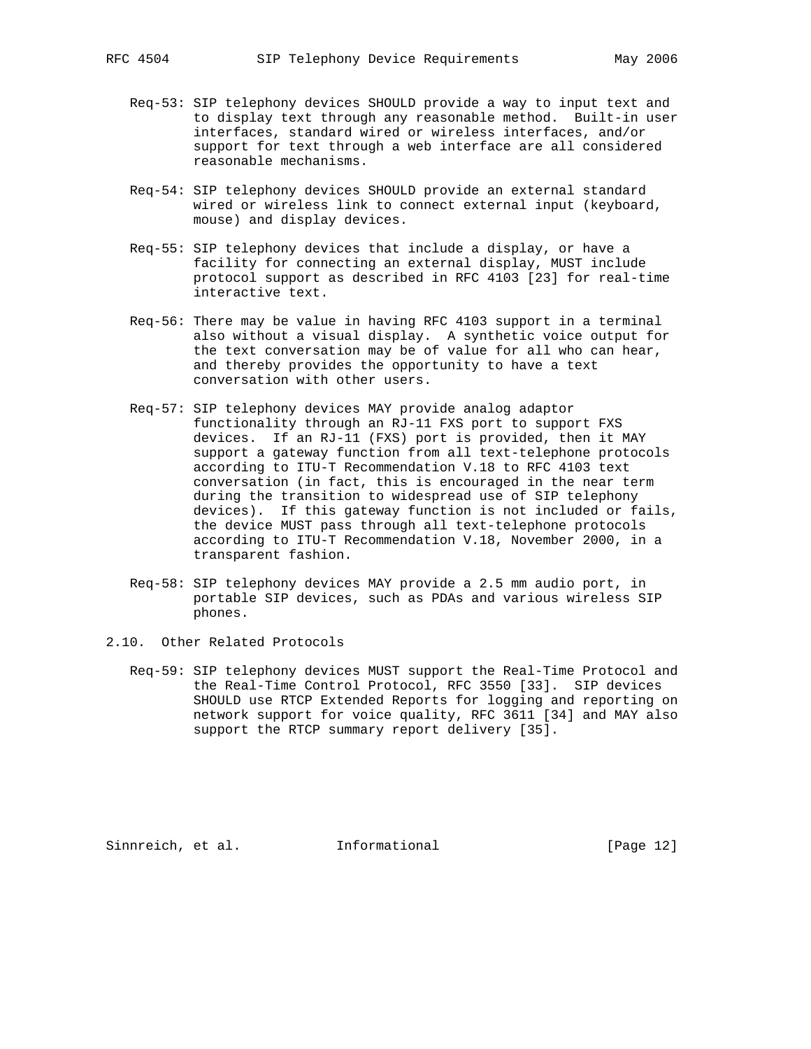Req-53: SIP telephony devices SHOULD provide a way to input text and to display text through any reasonable method. Built-in user interfaces, standard wired or wireless interfaces, and/or support for text through a web interface are all considered reasonable mechanisms.

Req-54: SIP telephony devices SHOULD provide an external standard wired or wireless link to connect external input (keyboard, mouse) and display devices.

Req-55: SIP telephony devices that include a display, or have a facility for connecting an external display, MUST include protocol support as described in RFC 4103 [23] for real-time interactive text.

Req-56: There may be value in having RFC 4103 support in a terminal also without a visual display. A synthetic voice output for the text conversation may be of value for all who can hear, and thereby provides the opportunity to have a text conversation with other users.

Req-57: SIP telephony devices MAY provide analog adaptor functionality through an RJ-11 FXS port to support FXS devices. If an RJ-11 (FXS) port is provided, then it MAY support a gateway function from all text-telephone protocols according to ITU-T Recommendation V.18 to RFC 4103 text conversation (in fact, this is encouraged in the near term during the transition to widespread use of SIP telephony devices). If this gateway function is not included or fails, the device MUST pass through all text-telephone protocols according to ITU-T Recommendation V.18, November 2000, in a transparent fashion.

Req-58: SIP telephony devices MAY provide a 2.5 mm audio port, in portable SIP devices, such as PDAs and various wireless SIP phones.

## 2.10. Other Related Protocols

Req-59: SIP telephony devices MUST support the Real-Time Protocol and the Real-Time Control Protocol, RFC 3550 [33]. SIP devices SHOULD use RTCP Extended Reports for logging and reporting on network support for voice quality, RFC 3611 [34] and MAY also support the RTCP summary report delivery [35].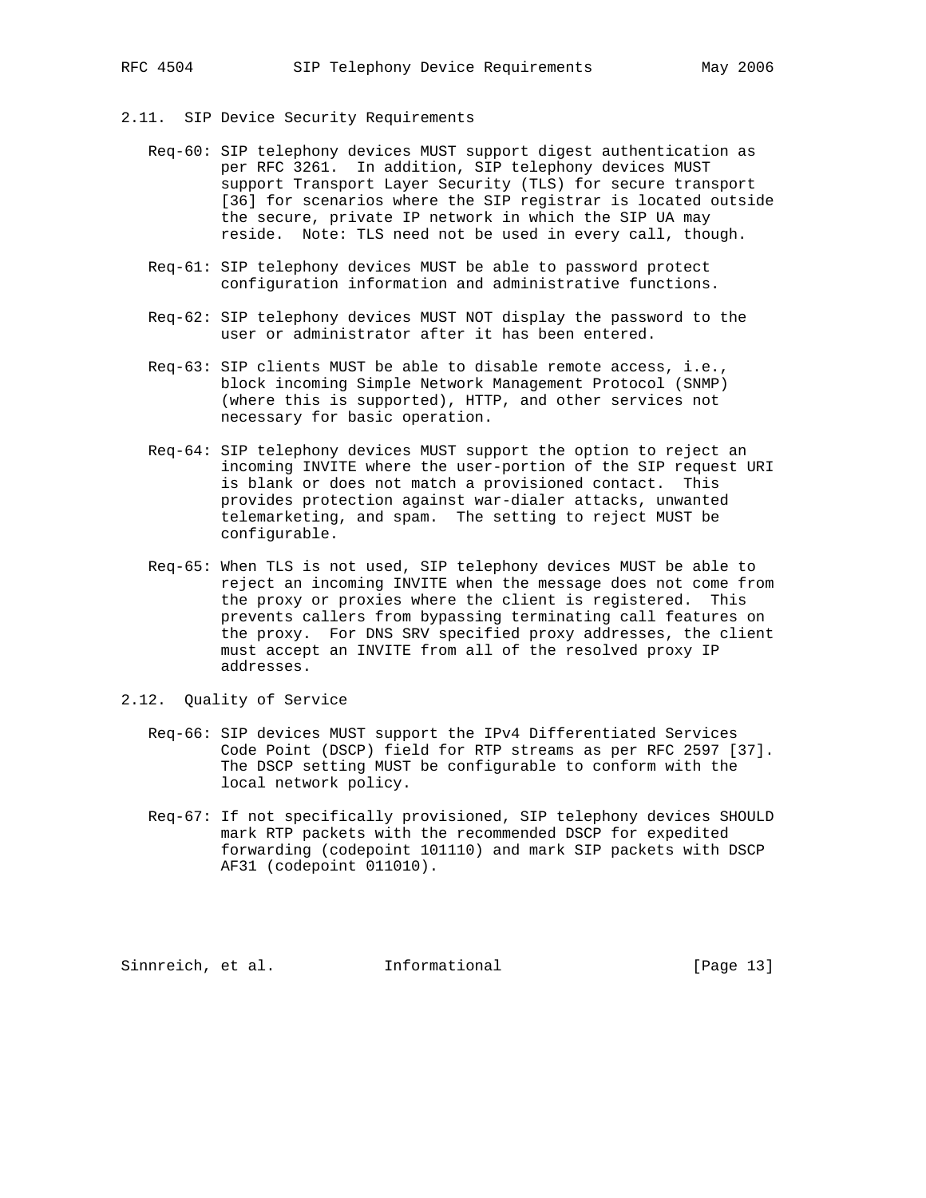## 2.11. SIP Device Security Requirements

Req-60: SIP telephony devices MUST support digest authentication as per RFC 3261. In addition, SIP telephony devices MUST support Transport Layer Security (TLS) for secure transport [36] for scenarios where the SIP registrar is located outside the secure, private IP network in which the SIP UA may reside. Note: TLS need not be used in every call, though.

Req-61: SIP telephony devices MUST be able to password protect configuration information and administrative functions.

Req-62: SIP telephony devices MUST NOT display the password to the user or administrator after it has been entered.

Req-63: SIP clients MUST be able to disable remote access, i.e., block incoming Simple Network Management Protocol (SNMP) (where this is supported), HTTP, and other services not necessary for basic operation.

Req-64: SIP telephony devices MUST support the option to reject an incoming INVITE where the user-portion of the SIP request URI is blank or does not match a provisioned contact. This provides protection against war-dialer attacks, unwanted telemarketing, and spam. The setting to reject MUST be configurable.

Req-65: When TLS is not used, SIP telephony devices MUST be able to reject an incoming INVITE when the message does not come from the proxy or proxies where the client is registered. This prevents callers from bypassing terminating call features on the proxy. For DNS SRV specified proxy addresses, the client must accept an INVITE from all of the resolved proxy IP addresses.

## 2.12. Quality of Service

Req-66: SIP devices MUST support the IPv4 Differentiated Services Code Point (DSCP) field for RTP streams as per RFC 2597 [37]. The DSCP setting MUST be configurable to conform with the local network policy.

Req-67: If not specifically provisioned, SIP telephony devices SHOULD mark RTP packets with the recommended DSCP for expedited forwarding (codepoint 101110) and mark SIP packets with DSCP AF31 (codepoint 011010).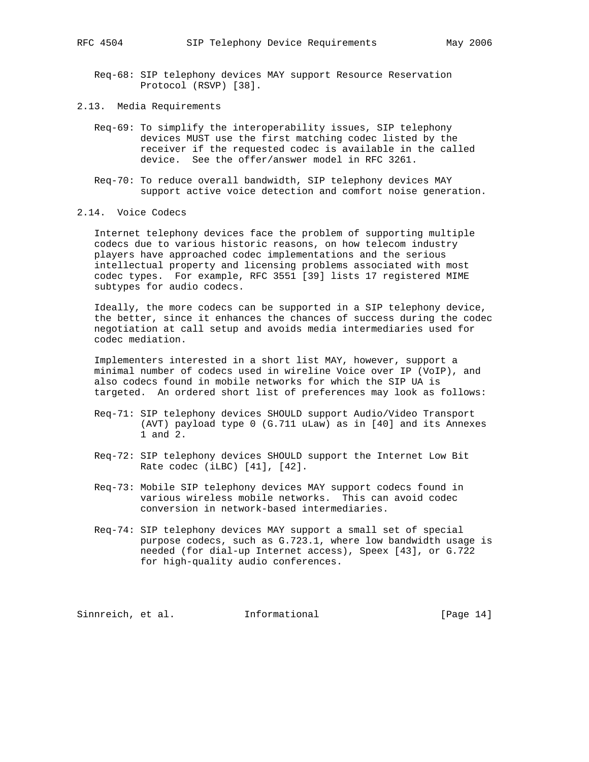Req-68: SIP telephony devices MAY support Resource Reservation Protocol (RSVP) [38].

## 2.13. Media Requirements

Req-69: To simplify the interoperability issues, SIP telephony devices MUST use the first matching codec listed by the receiver if the requested codec is available in the called device. See the offer/answer model in RFC 3261.

Req-70: To reduce overall bandwidth, SIP telephony devices MAY support active voice detection and comfort noise generation.

## 2.14. Voice Codecs

Internet telephony devices face the problem of supporting multiple codecs due to various historic reasons, on how telecom industry players have approached codec implementations and the serious intellectual property and licensing problems associated with most codec types. For example, RFC 3551 [39] lists 17 registered MIME subtypes for audio codecs.

Ideally, the more codecs can be supported in a SIP telephony device, the better, since it enhances the chances of success during the codec negotiation at call setup and avoids media intermediaries used for codec mediation.

Implementers interested in a short list MAY, however, support a minimal number of codecs used in wireline Voice over IP (VoIP), and also codecs found in mobile networks for which the SIP UA is targeted. An ordered short list of preferences may look as follows:

Req-71: SIP telephony devices SHOULD support Audio/Video Transport (AVT) payload type 0 (G.711 uLaw) as in [40] and its Annexes 1 and 2.

Req-72: SIP telephony devices SHOULD support the Internet Low Bit Rate codec (iLBC) [41], [42].

Req-73: Mobile SIP telephony devices MAY support codecs found in various wireless mobile networks. This can avoid codec conversion in network-based intermediaries.

Req-74: SIP telephony devices MAY support a small set of special purpose codecs, such as G.723.1, where low bandwidth usage is needed (for dial-up Internet access), Speex [43], or G.722 for high-quality audio conferences.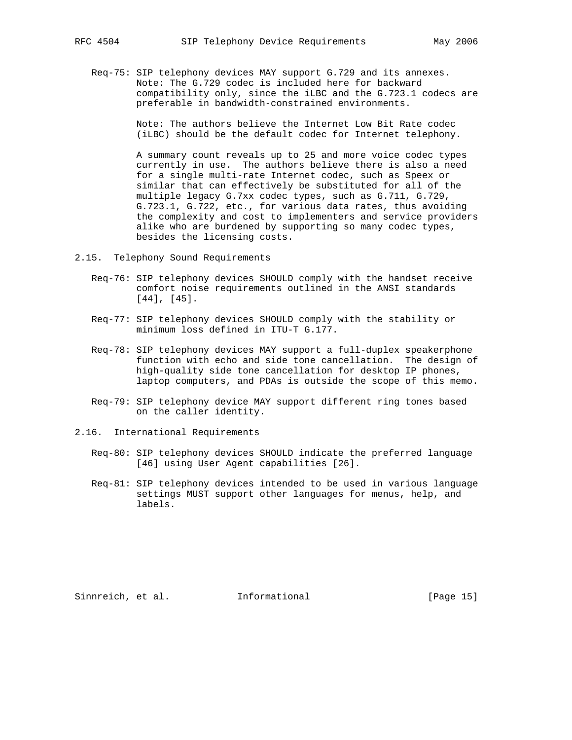Req-75: SIP telephony devices MAY support G.729 and its annexes. Note: The G.729 codec is included here for backward compatibility only, since the iLBC and the G.723.1 codecs are preferable in bandwidth-constrained environments.

Note: The authors believe the Internet Low Bit Rate codec (iLBC) should be the default codec for Internet telephony.

A summary count reveals up to 25 and more voice codec types currently in use. The authors believe there is also a need for a single multi-rate Internet codec, such as Speex or similar that can effectively be substituted for all of the multiple legacy G.7xx codec types, such as G.711, G.729, G.723.1, G.722, etc., for various data rates, thus avoiding the complexity and cost to implementers and service providers alike who are burdened by supporting so many codec types, besides the licensing costs.

## 2.15. Telephony Sound Requirements

Req-76: SIP telephony devices SHOULD comply with the handset receive comfort noise requirements outlined in the ANSI standards [44], [45].

Req-77: SIP telephony devices SHOULD comply with the stability or minimum loss defined in ITU-T G.177.

Req-78: SIP telephony devices MAY support a full-duplex speakerphone function with echo and side tone cancellation. The design of high-quality side tone cancellation for desktop IP phones, laptop computers, and PDAs is outside the scope of this memo.

Req-79: SIP telephony device MAY support different ring tones based on the caller identity.

## 2.16. International Requirements

Req-80: SIP telephony devices SHOULD indicate the preferred language [46] using User Agent capabilities [26].

Req-81: SIP telephony devices intended to be used in various language settings MUST support other languages for menus, help, and labels.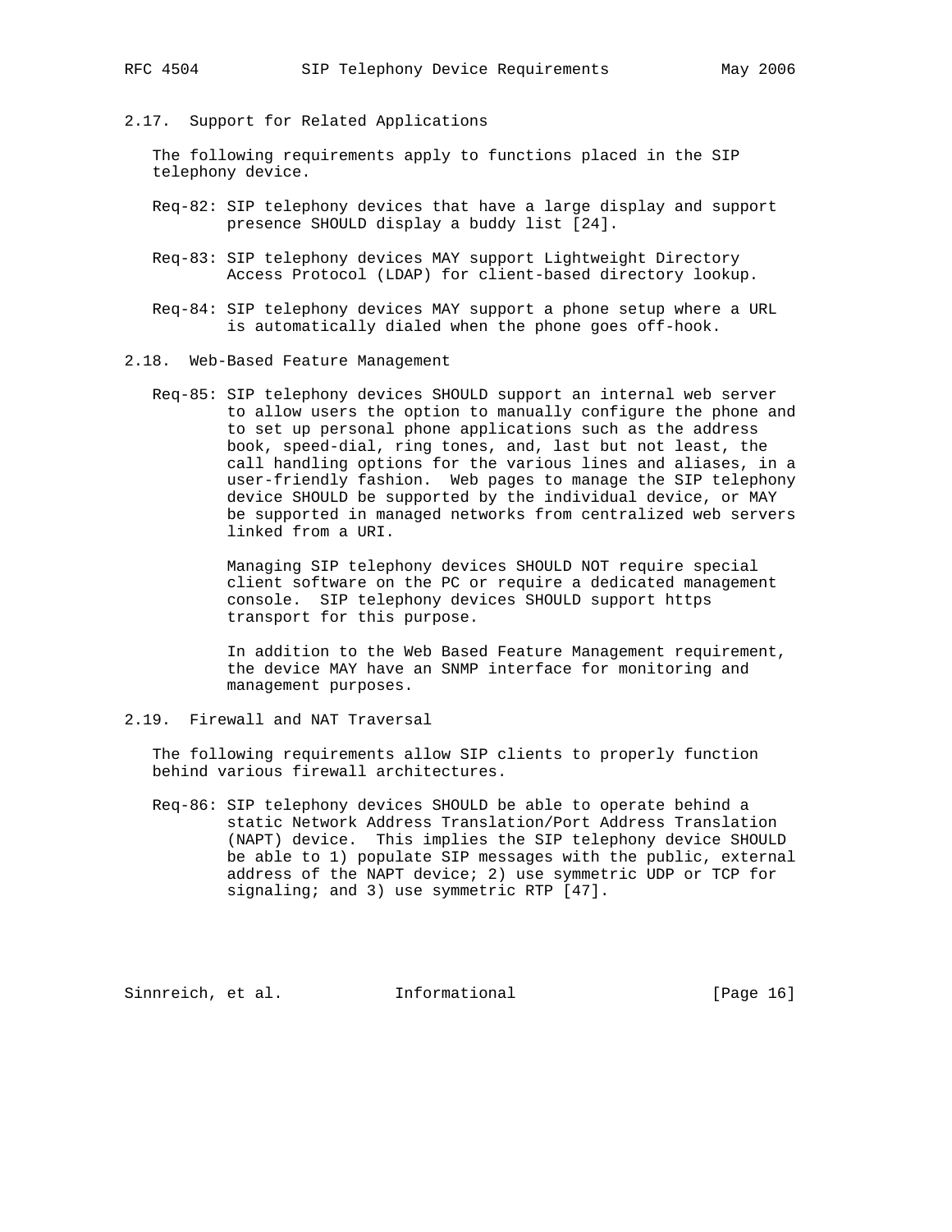## 2.17. Support for Related Applications

The following requirements apply to functions placed in the SIP telephony device.

Req-82: SIP telephony devices that have a large display and support presence SHOULD display a buddy list [24].

Req-83: SIP telephony devices MAY support Lightweight Directory Access Protocol (LDAP) for client-based directory lookup.

Req-84: SIP telephony devices MAY support a phone setup where a URL is automatically dialed when the phone goes off-hook.

## 2.18. Web-Based Feature Management

Req-85: SIP telephony devices SHOULD support an internal web server to allow users the option to manually configure the phone and to set up personal phone applications such as the address book, speed-dial, ring tones, and, last but not least, the call handling options for the various lines and aliases, in a user-friendly fashion. Web pages to manage the SIP telephony device SHOULD be supported by the individual device, or MAY be supported in managed networks from centralized web servers linked from a URI.

Managing SIP telephony devices SHOULD NOT require special client software on the PC or require a dedicated management console. SIP telephony devices SHOULD support https transport for this purpose.

In addition to the Web Based Feature Management requirement, the device MAY have an SNMP interface for monitoring and management purposes.

## 2.19. Firewall and NAT Traversal

The following requirements allow SIP clients to properly function behind various firewall architectures.

Req-86: SIP telephony devices SHOULD be able to operate behind a static Network Address Translation/Port Address Translation (NAPT) device. This implies the SIP telephony device SHOULD be able to 1) populate SIP messages with the public, external address of the NAPT device; 2) use symmetric UDP or TCP for signaling; and 3) use symmetric RTP [47].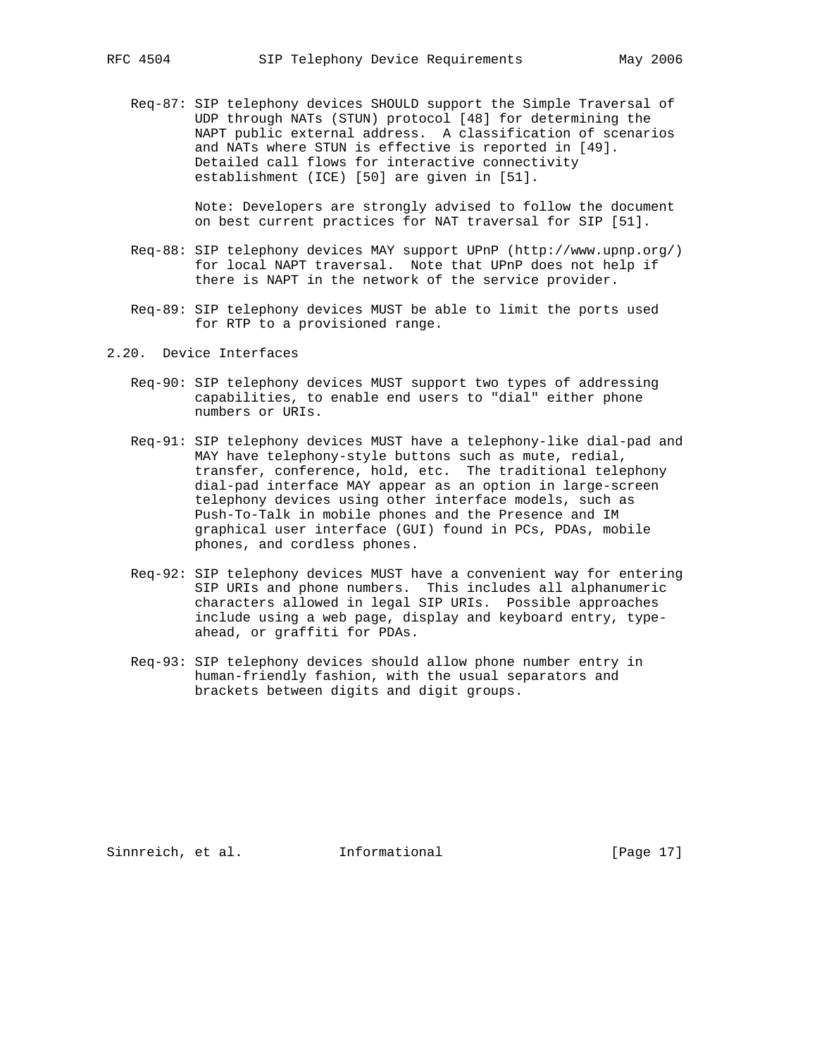Req-87: SIP telephony devices SHOULD support the Simple Traversal of UDP through NATs (STUN) protocol [48] for determining the NAPT public external address. A classification of scenarios and NATs where STUN is effective is reported in [49]. Detailed call flows for interactive connectivity establishment (ICE) [50] are given in [51].

Note: Developers are strongly advised to follow the document on best current practices for NAT traversal for SIP [51].

Req-88: SIP telephony devices MAY support UPnP (http://www.upnp.org/) for local NAPT traversal. Note that UPnP does not help if there is NAPT in the network of the service provider.

Req-89: SIP telephony devices MUST be able to limit the ports used for RTP to a provisioned range.

## 2.20. Device Interfaces

Req-90: SIP telephony devices MUST support two types of addressing capabilities, to enable end users to "dial" either phone numbers or URIs.

Req-91: SIP telephony devices MUST have a telephony-like dial-pad and MAY have telephony-style buttons such as mute, redial, transfer, conference, hold, etc. The traditional telephony dial-pad interface MAY appear as an option in large-screen telephony devices using other interface models, such as Push-To-Talk in mobile phones and the Presence and IM graphical user interface (GUI) found in PCs, PDAs, mobile phones, and cordless phones.

Req-92: SIP telephony devices MUST have a convenient way for entering SIP URIs and phone numbers. This includes all alphanumeric characters allowed in legal SIP URIs. Possible approaches include using a web page, display and keyboard entry, type-ahead, or graffiti for PDAs.

Req-93: SIP telephony devices should allow phone number entry in human-friendly fashion, with the usual separators and brackets between digits and digit groups.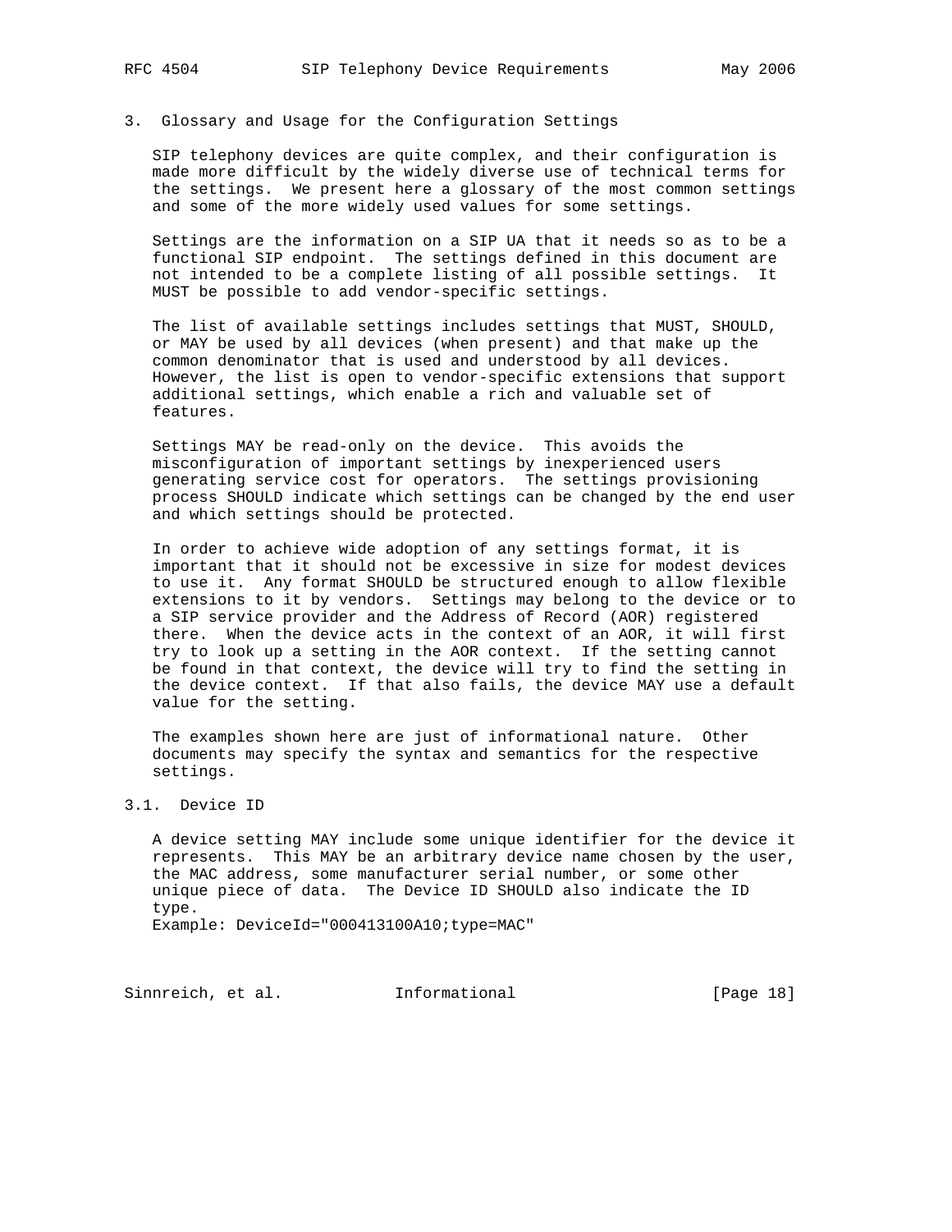## 3. Glossary and Usage for the Configuration Settings

SIP telephony devices are quite complex, and their configuration is made more difficult by the widely diverse use of technical terms for the settings. We present here a glossary of the most common settings and some of the more widely used values for some settings.

Settings are the information on a SIP UA that it needs so as to be a functional SIP endpoint. The settings defined in this document are not intended to be a complete listing of all possible settings. It MUST be possible to add vendor-specific settings.

The list of available settings includes settings that MUST, SHOULD, or MAY be used by all devices (when present) and that make up the common denominator that is used and understood by all devices. However, the list is open to vendor-specific extensions that support additional settings, which enable a rich and valuable set of features.

Settings MAY be read-only on the device. This avoids the misconfiguration of important settings by inexperienced users generating service cost for operators. The settings provisioning process SHOULD indicate which settings can be changed by the end user and which settings should be protected.

In order to achieve wide adoption of any settings format, it is important that it should not be excessive in size for modest devices to use it. Any format SHOULD be structured enough to allow flexible extensions to it by vendors. Settings may belong to the device or to a SIP service provider and the Address of Record (AOR) registered there. When the device acts in the context of an AOR, it will first try to look up a setting in the AOR context. If the setting cannot be found in that context, the device will try to find the setting in the device context. If that also fails, the device MAY use a default value for the setting.

The examples shown here are just of informational nature. Other documents may specify the syntax and semantics for the respective settings.

### 3.1. Device ID

A device setting MAY include some unique identifier for the device it represents. This MAY be an arbitrary device name chosen by the user, the MAC address, some manufacturer serial number, or some other unique piece of data. The Device ID SHOULD also indicate the ID type.
Example: DeviceId="000413100A10;type=MAC"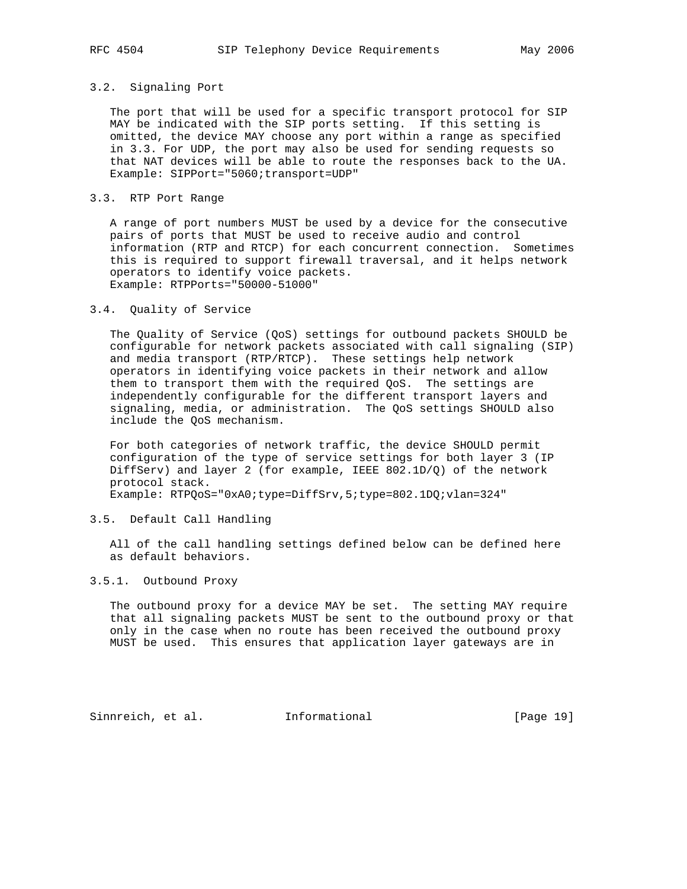### 3.2. Signaling Port

The port that will be used for a specific transport protocol for SIP MAY be indicated with the SIP ports setting. If this setting is omitted, the device MAY choose any port within a range as specified in 3.3. For UDP, the port may also be used for sending requests so that NAT devices will be able to route the responses back to the UA.
Example: SIPPort="5060;transport=UDP"

### 3.3. RTP Port Range

A range of port numbers MUST be used by a device for the consecutive pairs of ports that MUST be used to receive audio and control information (RTP and RTCP) for each concurrent connection. Sometimes this is required to support firewall traversal, and it helps network operators to identify voice packets.
Example: RTPPorts="50000-51000"

### 3.4. Quality of Service

The Quality of Service (QoS) settings for outbound packets SHOULD be configurable for network packets associated with call signaling (SIP) and media transport (RTP/RTCP). These settings help network operators in identifying voice packets in their network and allow them to transport them with the required QoS. The settings are independently configurable for the different transport layers and signaling, media, or administration. The QoS settings SHOULD also include the QoS mechanism.

For both categories of network traffic, the device SHOULD permit configuration of the type of service settings for both layer 3 (IP DiffServ) and layer 2 (for example, IEEE 802.1D/Q) of the network protocol stack.
Example: RTPQoS="0xA0;type=DiffServ,5;type=802.1DQ;vlan=324"

### 3.5. Default Call Handling

All of the call handling settings defined below can be defined here as default behaviors.

#### 3.5.1. Outbound Proxy

The outbound proxy for a device MAY be set. The setting MAY require that all signaling packets MUST be sent to the outbound proxy or that only in the case when no route has been received the outbound proxy MUST be used. This ensures that application layer gateways are in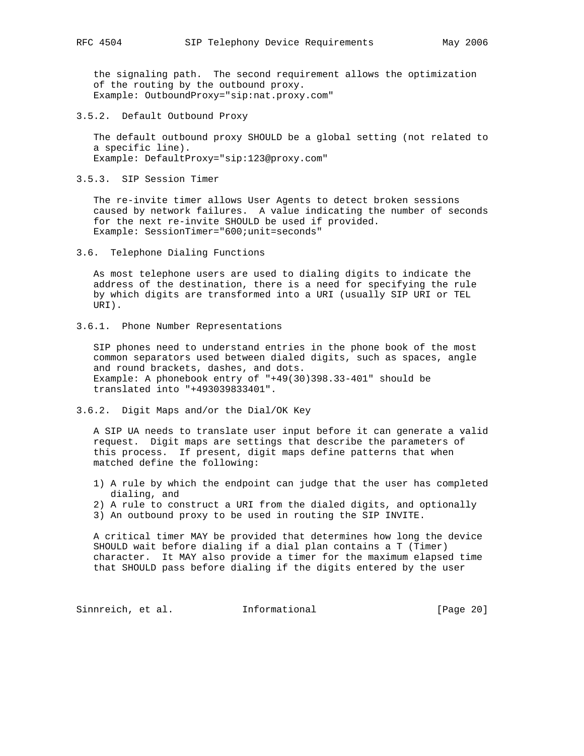the signaling path. The second requirement allows the optimization of the routing by the outbound proxy.
Example: OutboundProxy="sip:nat.proxy.com"

### 3.5.2. Default Outbound Proxy

The default outbound proxy SHOULD be a global setting (not related to a specific line).
Example: DefaultProxy="sip:123@proxy.com"

### 3.5.3. SIP Session Timer

The re-invite timer allows User Agents to detect broken sessions caused by network failures. A value indicating the number of seconds for the next re-invite SHOULD be used if provided.
Example: SessionTimer="600;unit=seconds"

## 3.6. Telephone Dialing Functions

As most telephone users are used to dialing digits to indicate the address of the destination, there is a need for specifying the rule by which digits are transformed into a URI (usually SIP URI or TEL URI).

### 3.6.1. Phone Number Representations

SIP phones need to understand entries in the phone book of the most common separators used between dialed digits, such as spaces, angle and round brackets, dashes, and dots.
Example: A phonebook entry of "+49(30)398.33-401" should be translated into "+493039833401".

### 3.6.2. Digit Maps and/or the Dial/OK Key

A SIP UA needs to translate user input before it can generate a valid request. Digit maps are settings that describe the parameters of this process. If present, digit maps define patterns that when matched define the following:

1) A rule by which the endpoint can judge that the user has completed dialing, and
2) A rule to construct a URI from the dialed digits, and optionally
3) An outbound proxy to be used in routing the SIP INVITE.

A critical timer MAY be provided that determines how long the device SHOULD wait before dialing if a dial plan contains a T (Timer) character. It MAY also provide a timer for the maximum elapsed time that SHOULD pass before dialing if the digits entered by the user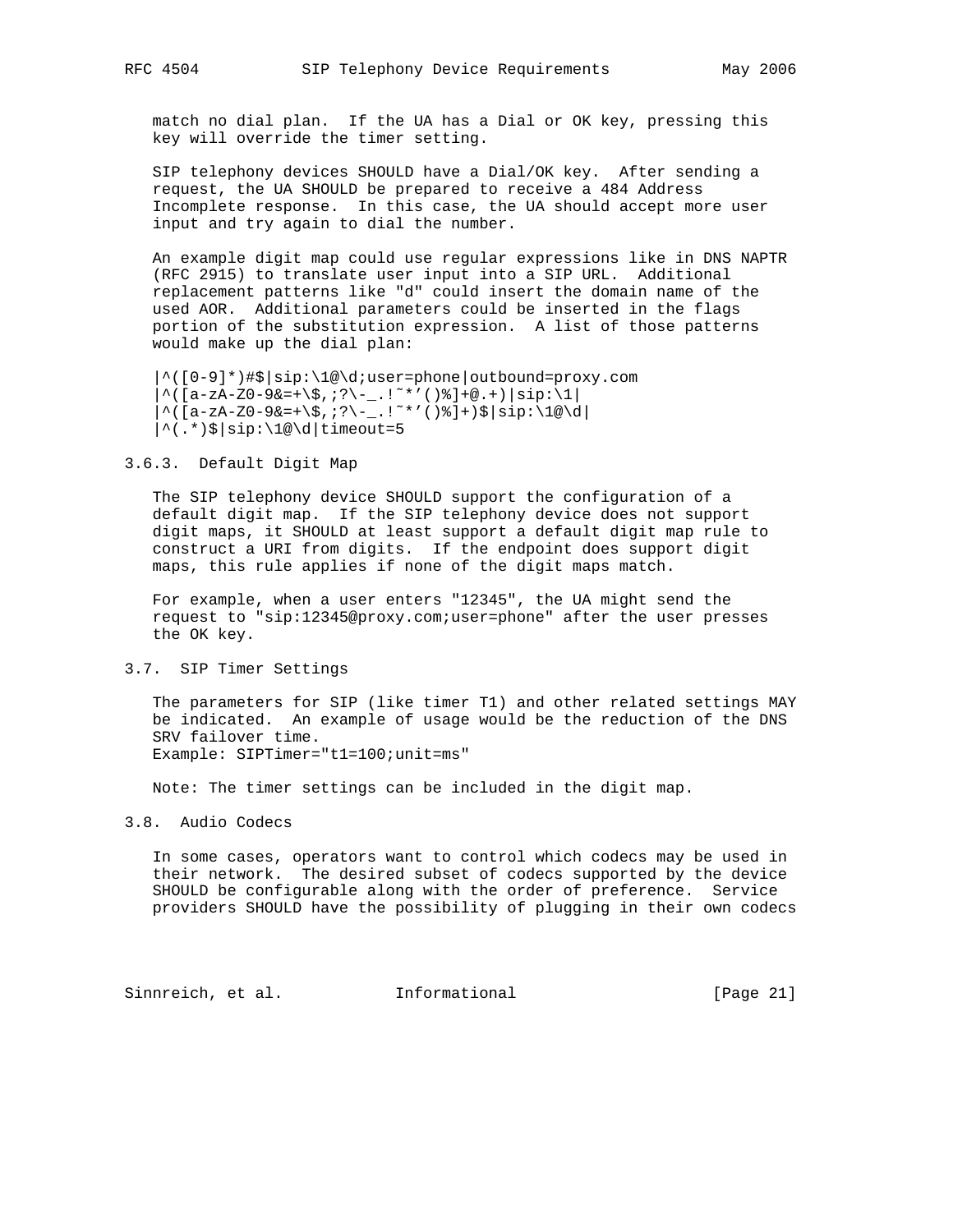match no dial plan. If the UA has a Dial or OK key, pressing this key will override the timer setting.

SIP telephony devices SHOULD have a Dial/OK key. After sending a request, the UA SHOULD be prepared to receive a 484 Address Incomplete response. In this case, the UA should accept more user input and try again to dial the number.

An example digit map could use regular expressions like in DNS NAPTR (RFC 2915) to translate user input into a SIP URL. Additional replacement patterns like "d" could insert the domain name of the used AOR. Additional parameters could be inserted in the flags portion of the substitution expression. A list of those patterns would make up the dial plan:

```
|^([0-9]*)#$|sip:\1@\d;user=phone|outbound=proxy.com
|^([a-zA-Z0-9&=+\$,;?\-_.!~*'()%]+@.+)|sip:\1|
|^([a-zA-Z0-9&=+\$,;?\-_.!~*'()%]+)$|sip:\1@\d|
|^(.*)$|sip:\1@\d|timeout=5
```

### 3.6.3. Default Digit Map

The SIP telephony device SHOULD support the configuration of a default digit map. If the SIP telephony device does not support digit maps, it SHOULD at least support a default digit map rule to construct a URI from digits. If the endpoint does support digit maps, this rule applies if none of the digit maps match.

For example, when a user enters "12345", the UA might send the request to "sip:12345@proxy.com;user=phone" after the user presses the OK key.

## 3.7. SIP Timer Settings

The parameters for SIP (like timer T1) and other related settings MAY be indicated. An example of usage would be the reduction of the DNS SRV failover time.
Example: SIPTimer="t1=100;unit=ms"

Note: The timer settings can be included in the digit map.

## 3.8. Audio Codecs

In some cases, operators want to control which codecs may be used in their network. The desired subset of codecs supported by the device SHOULD be configurable along with the order of preference. Service providers SHOULD have the possibility of plugging in their own codecs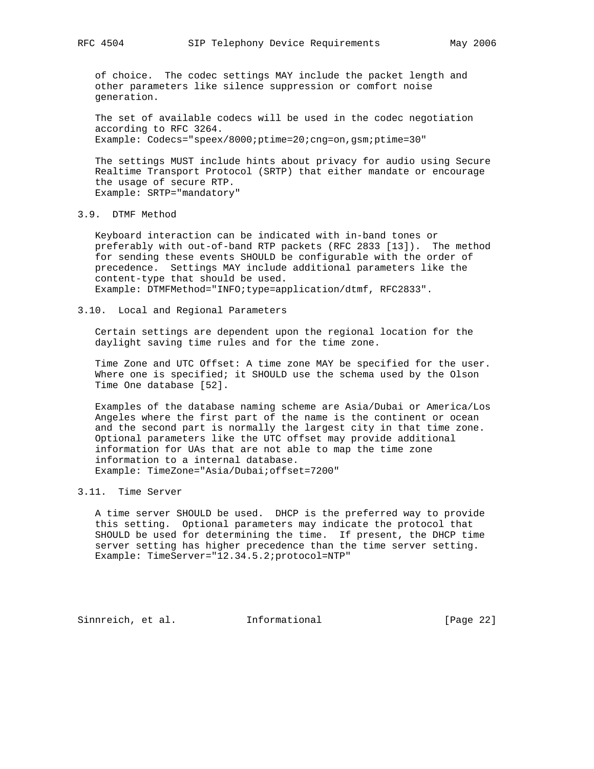of choice. The codec settings MAY include the packet length and other parameters like silence suppression or comfort noise generation.

The set of available codecs will be used in the codec negotiation according to RFC 3264.
Example: Codecs="speex/8000;ptime=20;cng=on,gsm;ptime=30"

The settings MUST include hints about privacy for audio using Secure Realtime Transport Protocol (SRTP) that either mandate or encourage the usage of secure RTP.
Example: SRTP="mandatory"

### 3.9. DTMF Method

Keyboard interaction can be indicated with in-band tones or preferably with out-of-band RTP packets (RFC 2833 [13]). The method for sending these events SHOULD be configurable with the order of precedence. Settings MAY include additional parameters like the content-type that should be used.
Example: DTMFMethod="INFO;type=application/dtmf, RFC2833".

### 3.10. Local and Regional Parameters

Certain settings are dependent upon the regional location for the daylight saving time rules and for the time zone.

Time Zone and UTC Offset: A time zone MAY be specified for the user. Where one is specified; it SHOULD use the schema used by the Olson Time One database [52].

Examples of the database naming scheme are Asia/Dubai or America/Los Angeles where the first part of the name is the continent or ocean and the second part is normally the largest city in that time zone. Optional parameters like the UTC offset may provide additional information for UAs that are not able to map the time zone information to a internal database.
Example: TimeZone="Asia/Dubai;offset=7200"

### 3.11. Time Server

A time server SHOULD be used. DHCP is the preferred way to provide this setting. Optional parameters may indicate the protocol that SHOULD be used for determining the time. If present, the DHCP time server setting has higher precedence than the time server setting.
Example: TimeServer="12.34.5.2;protocol=NTP"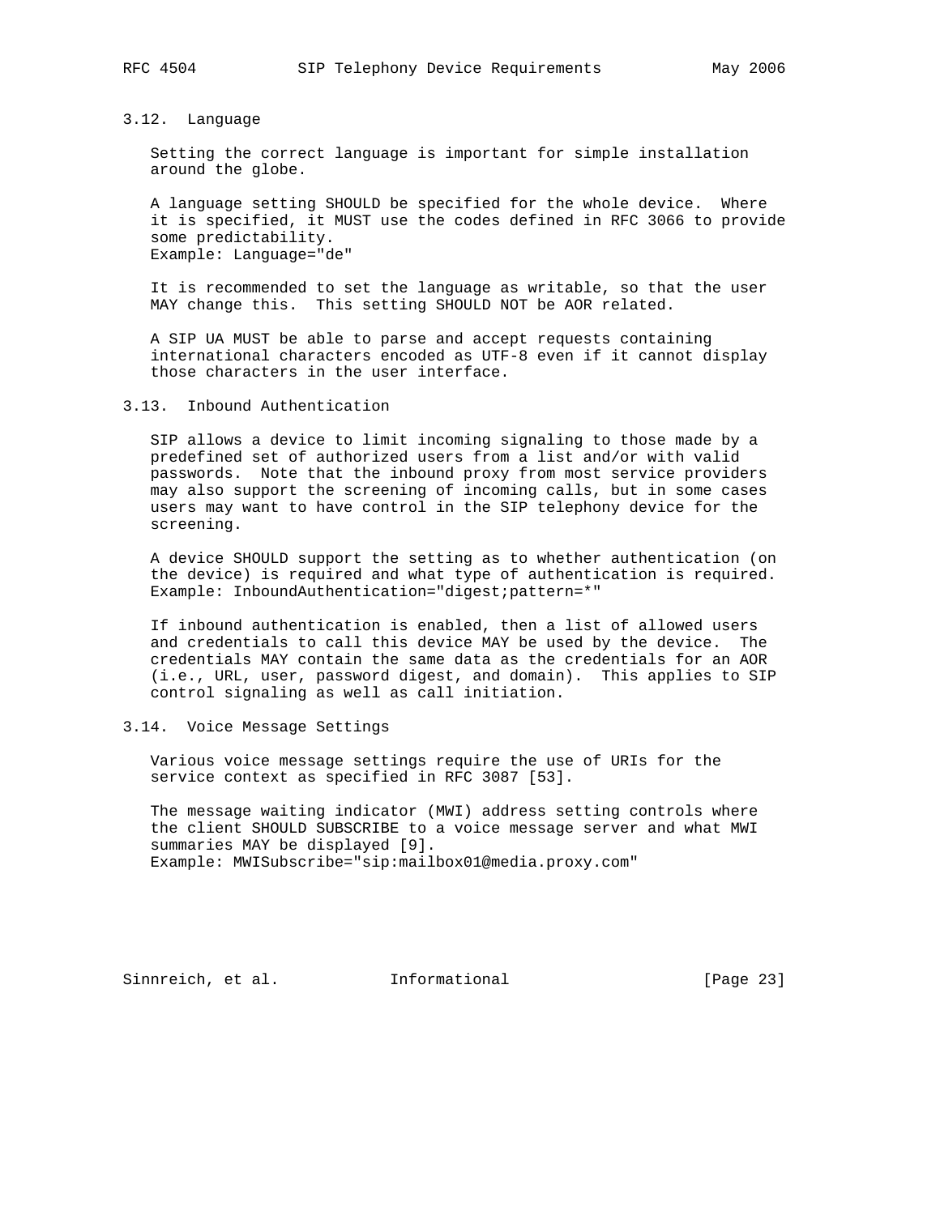### 3.12. Language

Setting the correct language is important for simple installation around the globe.

A language setting SHOULD be specified for the whole device. Where it is specified, it MUST use the codes defined in RFC 3066 to provide some predictability.
Example: Language="de"

It is recommended to set the language as writable, so that the user MAY change this. This setting SHOULD NOT be AOR related.

A SIP UA MUST be able to parse and accept requests containing international characters encoded as UTF-8 even if it cannot display those characters in the user interface.

### 3.13. Inbound Authentication

SIP allows a device to limit incoming signaling to those made by a predefined set of authorized users from a list and/or with valid passwords. Note that the inbound proxy from most service providers may also support the screening of incoming calls, but in some cases users may want to have control in the SIP telephony device for the screening.

A device SHOULD support the setting as to whether authentication (on the device) is required and what type of authentication is required.
Example: InboundAuthentication="digest;pattern=*"

If inbound authentication is enabled, then a list of allowed users and credentials to call this device MAY be used by the device. The credentials MAY contain the same data as the credentials for an AOR (i.e., URL, user, password digest, and domain). This applies to SIP control signaling as well as call initiation.

### 3.14. Voice Message Settings

Various voice message settings require the use of URIs for the service context as specified in RFC 3087 [53].

The message waiting indicator (MWI) address setting controls where the client SHOULD SUBSCRIBE to a voice message server and what MWI summaries MAY be displayed [9].
Example: MWISubscribe="sip:mailbox01@media.proxy.com"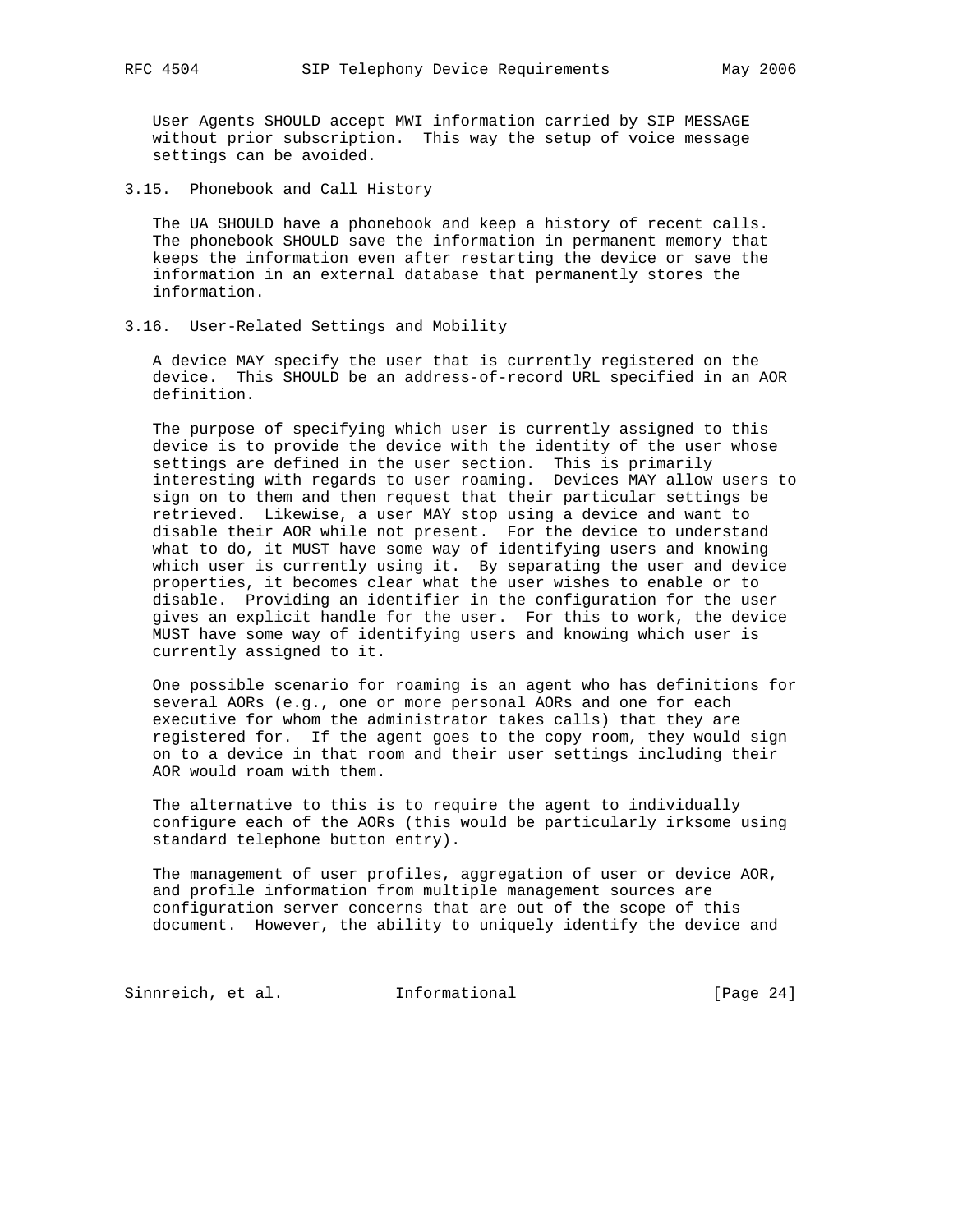User Agents SHOULD accept MWI information carried by SIP MESSAGE without prior subscription. This way the setup of voice message settings can be avoided.

### 3.15. Phonebook and Call History

The UA SHOULD have a phonebook and keep a history of recent calls. The phonebook SHOULD save the information in permanent memory that keeps the information even after restarting the device or save the information in an external database that permanently stores the information.

### 3.16. User-Related Settings and Mobility

A device MAY specify the user that is currently registered on the device. This SHOULD be an address-of-record URL specified in an AOR definition.

The purpose of specifying which user is currently assigned to this device is to provide the device with the identity of the user whose settings are defined in the user section. This is primarily interesting with regards to user roaming. Devices MAY allow users to sign on to them and then request that their particular settings be retrieved. Likewise, a user MAY stop using a device and want to disable their AOR while not present. For the device to understand what to do, it MUST have some way of identifying users and knowing which user is currently using it. By separating the user and device properties, it becomes clear what the user wishes to enable or to disable. Providing an identifier in the configuration for the user gives an explicit handle for the user. For this to work, the device MUST have some way of identifying users and knowing which user is currently assigned to it.

One possible scenario for roaming is an agent who has definitions for several AORs (e.g., one or more personal AORs and one for each executive for whom the administrator takes calls) that they are registered for. If the agent goes to the copy room, they would sign on to a device in that room and their user settings including their AOR would roam with them.

The alternative to this is to require the agent to individually configure each of the AORs (this would be particularly irksome using standard telephone button entry).

The management of user profiles, aggregation of user or device AOR, and profile information from multiple management sources are configuration server concerns that are out of the scope of this document. However, the ability to uniquely identify the device and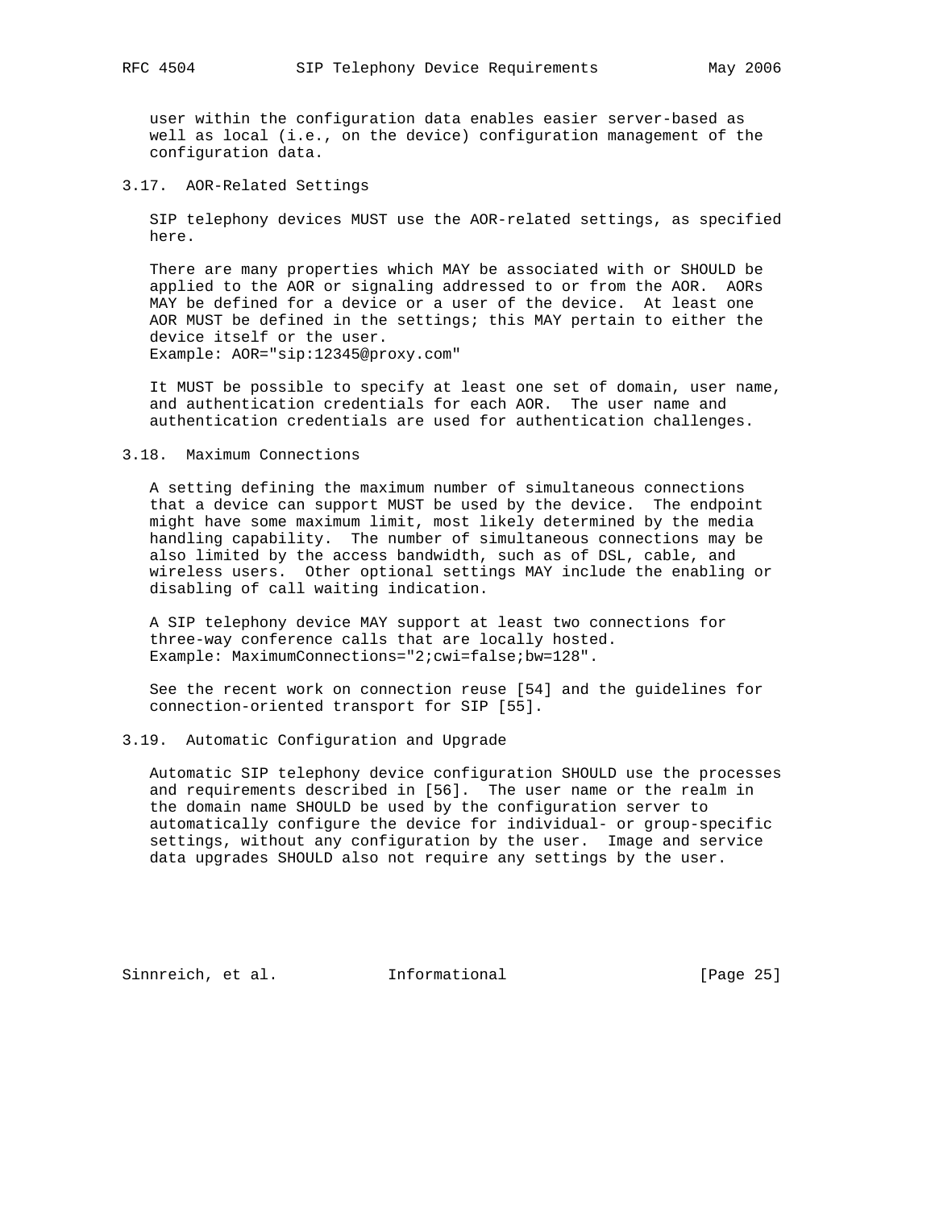user within the configuration data enables easier server-based as well as local (i.e., on the device) configuration management of the configuration data.

### 3.17. AOR-Related Settings

SIP telephony devices MUST use the AOR-related settings, as specified here.

There are many properties which MAY be associated with or SHOULD be applied to the AOR or signaling addressed to or from the AOR. AORs MAY be defined for a device or a user of the device. At least one AOR MUST be defined in the settings; this MAY pertain to either the device itself or the user.
Example: AOR="sip:12345@proxy.com"

It MUST be possible to specify at least one set of domain, user name, and authentication credentials for each AOR. The user name and authentication credentials are used for authentication challenges.

### 3.18. Maximum Connections

A setting defining the maximum number of simultaneous connections that a device can support MUST be used by the device. The endpoint might have some maximum limit, most likely determined by the media handling capability. The number of simultaneous connections may be also limited by the access bandwidth, such as of DSL, cable, and wireless users. Other optional settings MAY include the enabling or disabling of call waiting indication.

A SIP telephony device MAY support at least two connections for three-way conference calls that are locally hosted.
Example: MaximumConnections="2;cwi=false;bw=128".

See the recent work on connection reuse [54] and the guidelines for connection-oriented transport for SIP [55].

### 3.19. Automatic Configuration and Upgrade

Automatic SIP telephony device configuration SHOULD use the processes and requirements described in [56]. The user name or the realm in the domain name SHOULD be used by the configuration server to automatically configure the device for individual- or group-specific settings, without any configuration by the user. Image and service data upgrades SHOULD also not require any settings by the user.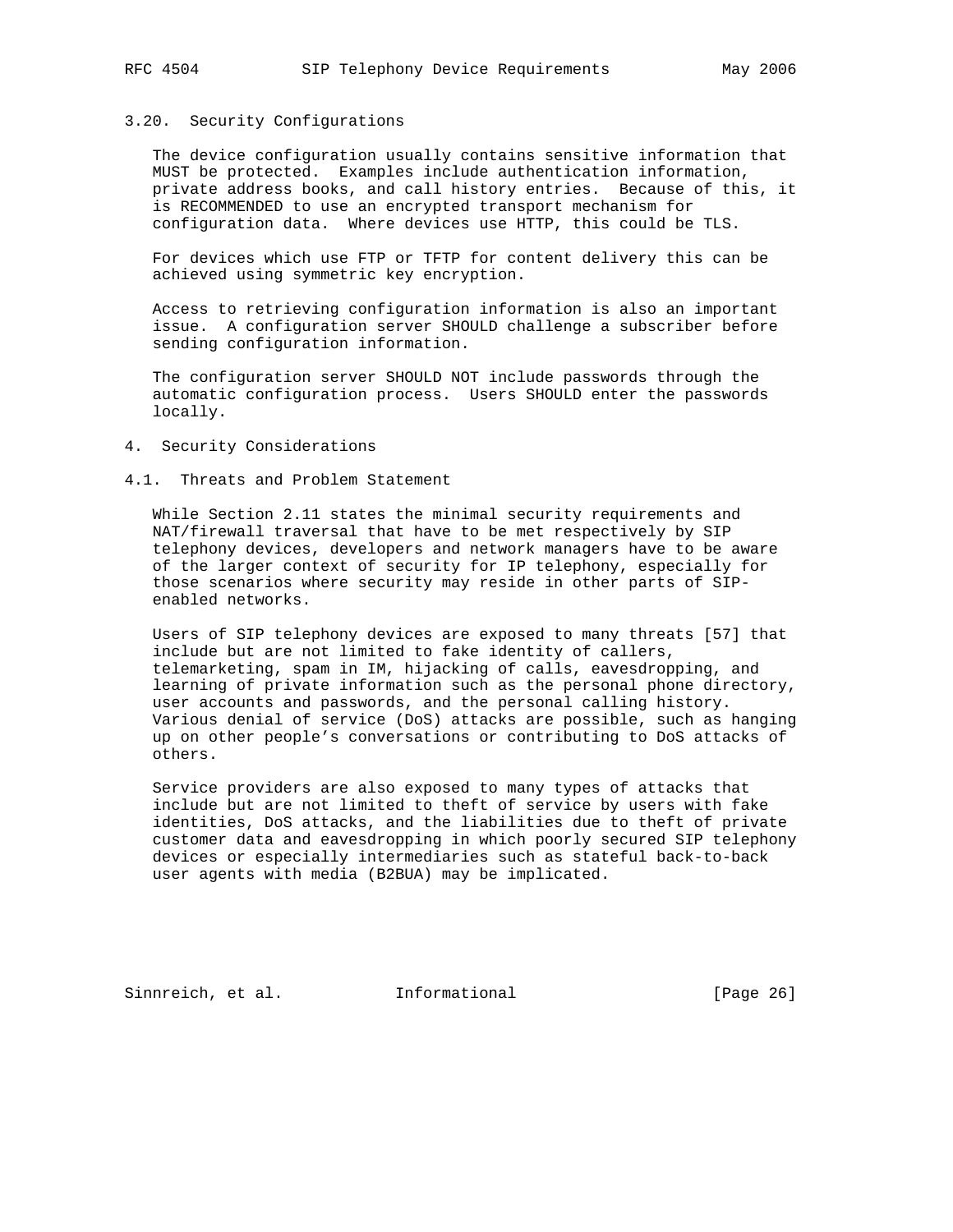### 3.20. Security Configurations

The device configuration usually contains sensitive information that MUST be protected. Examples include authentication information, private address books, and call history entries. Because of this, it is RECOMMENDED to use an encrypted transport mechanism for configuration data. Where devices use HTTP, this could be TLS.

For devices which use FTP or TFTP for content delivery this can be achieved using symmetric key encryption.

Access to retrieving configuration information is also an important issue. A configuration server SHOULD challenge a subscriber before sending configuration information.

The configuration server SHOULD NOT include passwords through the automatic configuration process. Users SHOULD enter the passwords locally.

## 4. Security Considerations

### 4.1. Threats and Problem Statement

While Section 2.11 states the minimal security requirements and NAT/firewall traversal that have to be met respectively by SIP telephony devices, developers and network managers have to be aware of the larger context of security for IP telephony, especially for those scenarios where security may reside in other parts of SIP-enabled networks.

Users of SIP telephony devices are exposed to many threats [57] that include but are not limited to fake identity of callers, telemarketing, spam in IM, hijacking of calls, eavesdropping, and learning of private information such as the personal phone directory, user accounts and passwords, and the personal calling history. Various denial of service (DoS) attacks are possible, such as hanging up on other people’s conversations or contributing to DoS attacks of others.

Service providers are also exposed to many types of attacks that include but are not limited to theft of service by users with fake identities, DoS attacks, and the liabilities due to theft of private customer data and eavesdropping in which poorly secured SIP telephony devices or especially intermediaries such as stateful back-to-back user agents with media (B2BUA) may be implicated.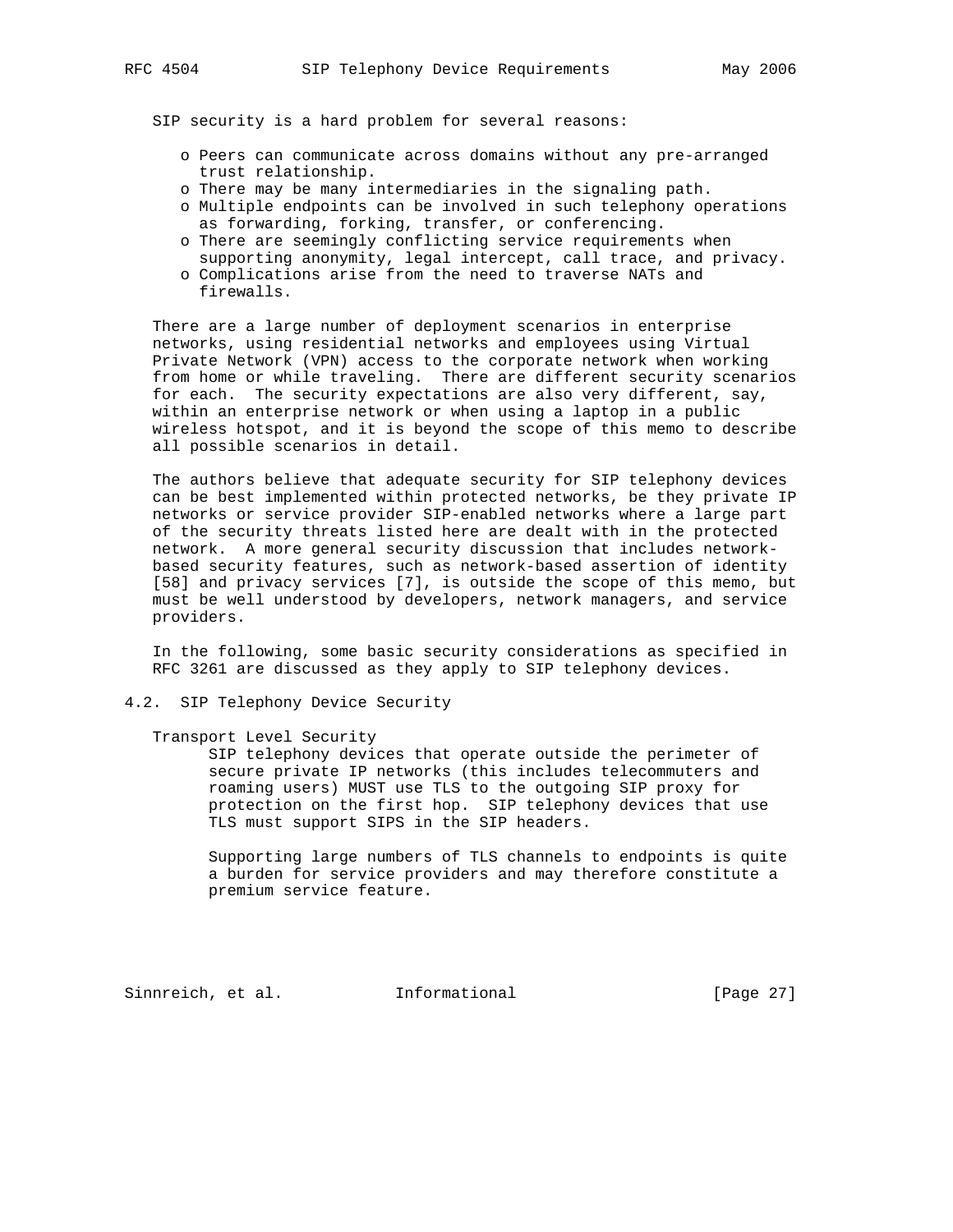SIP security is a hard problem for several reasons:

- Peers can communicate across domains without any pre-arranged trust relationship.
- There may be many intermediaries in the signaling path.
- Multiple endpoints can be involved in such telephony operations as forwarding, forking, transfer, or conferencing.
- There are seemingly conflicting service requirements when supporting anonymity, legal intercept, call trace, and privacy.
- Complications arise from the need to traverse NATs and firewalls.

There are a large number of deployment scenarios in enterprise networks, using residential networks and employees using Virtual Private Network (VPN) access to the corporate network when working from home or while traveling. There are different security scenarios for each. The security expectations are also very different, say, within an enterprise network or when using a laptop in a public wireless hotspot, and it is beyond the scope of this memo to describe all possible scenarios in detail.

The authors believe that adequate security for SIP telephony devices can be best implemented within protected networks, be they private IP networks or service provider SIP-enabled networks where a large part of the security threats listed here are dealt with in the protected network. A more general security discussion that includes network-based security features, such as network-based assertion of identity [58] and privacy services [7], is outside the scope of this memo, but must be well understood by developers, network managers, and service providers.

In the following, some basic security considerations as specified in RFC 3261 are discussed as they apply to SIP telephony devices.

## 4.2. SIP Telephony Device Security

Transport Level Security

SIP telephony devices that operate outside the perimeter of secure private IP networks (this includes telecommuters and roaming users) MUST use TLS to the outgoing SIP proxy for protection on the first hop. SIP telephony devices that use TLS must support SIPS in the SIP headers.

Supporting large numbers of TLS channels to endpoints is quite a burden for service providers and may therefore constitute a premium service feature.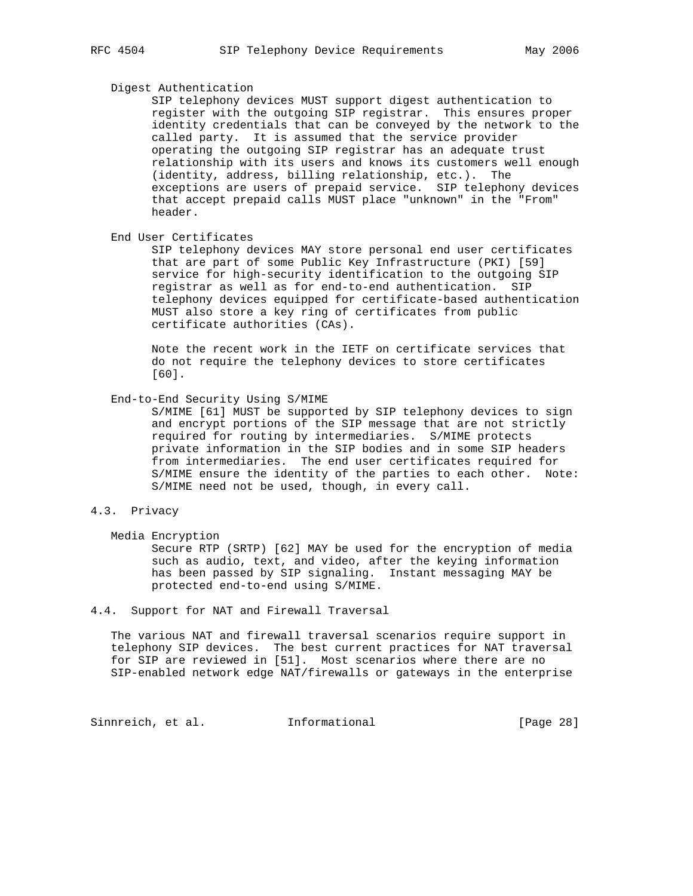Digest Authentication

SIP telephony devices MUST support digest authentication to register with the outgoing SIP registrar. This ensures proper identity credentials that can be conveyed by the network to the called party. It is assumed that the service provider operating the outgoing SIP registrar has an adequate trust relationship with its users and knows its customers well enough (identity, address, billing relationship, etc.). The exceptions are users of prepaid service. SIP telephony devices that accept prepaid calls MUST place "unknown" in the "From" header.

End User Certificates

SIP telephony devices MAY store personal end user certificates that are part of some Public Key Infrastructure (PKI) [59] service for high-security identification to the outgoing SIP registrar as well as for end-to-end authentication. SIP telephony devices equipped for certificate-based authentication MUST also store a key ring of certificates from public certificate authorities (CAs).

Note the recent work in the IETF on certificate services that do not require the telephony devices to store certificates [60].

End-to-End Security Using S/MIME

S/MIME [61] MUST be supported by SIP telephony devices to sign and encrypt portions of the SIP message that are not strictly required for routing by intermediaries. S/MIME protects private information in the SIP bodies and in some SIP headers from intermediaries. The end user certificates required for S/MIME ensure the identity of the parties to each other. Note: S/MIME need not be used, though, in every call.

## 4.3. Privacy

Media Encryption

Secure RTP (SRTP) [62] MAY be used for the encryption of media such as audio, text, and video, after the keying information has been passed by SIP signaling. Instant messaging MAY be protected end-to-end using S/MIME.

## 4.4. Support for NAT and Firewall Traversal

The various NAT and firewall traversal scenarios require support in telephony SIP devices. The best current practices for NAT traversal for SIP are reviewed in [51]. Most scenarios where there are no SIP-enabled network edge NAT/firewalls or gateways in the enterprise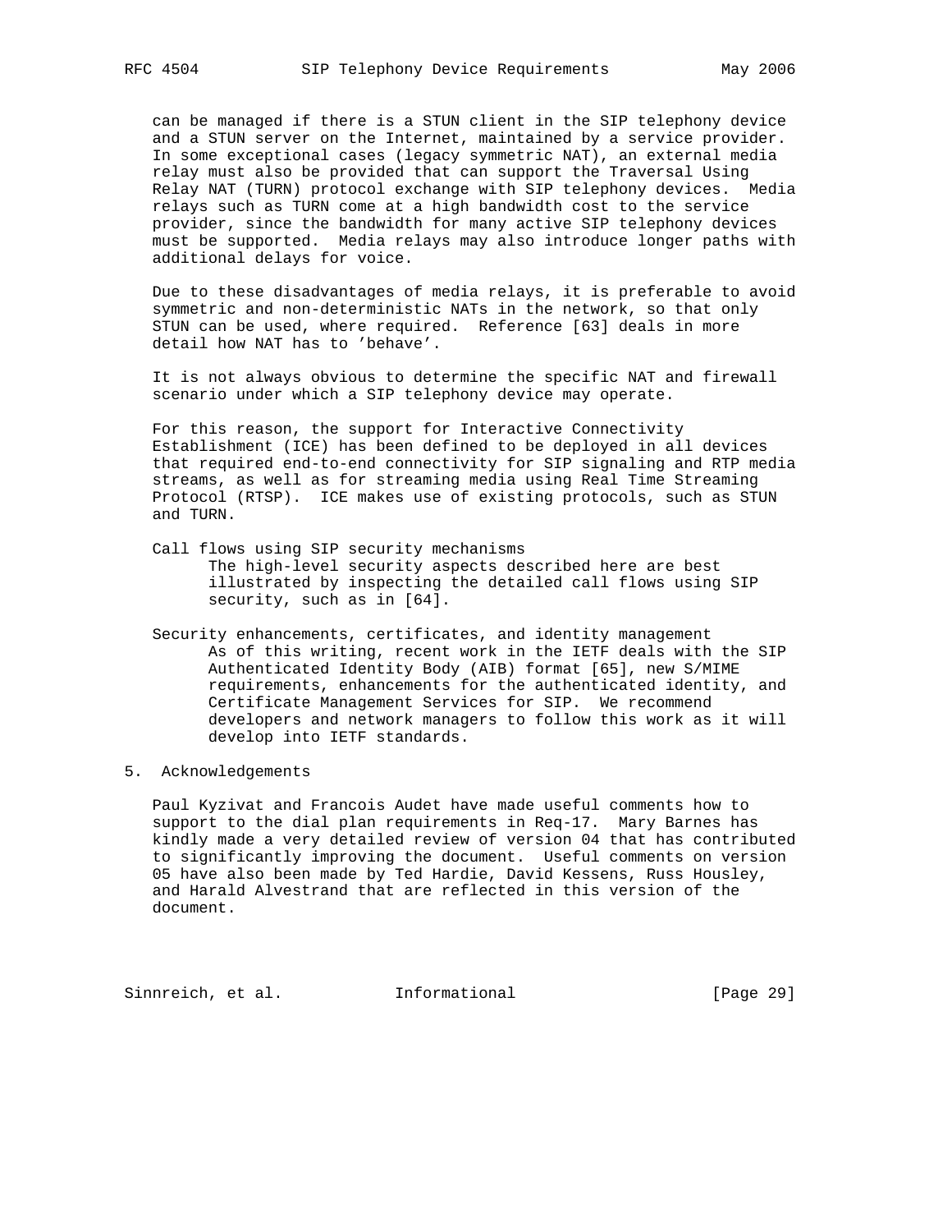can be managed if there is a STUN client in the SIP telephony device and a STUN server on the Internet, maintained by a service provider. In some exceptional cases (legacy symmetric NAT), an external media relay must also be provided that can support the Traversal Using Relay NAT (TURN) protocol exchange with SIP telephony devices. Media relays such as TURN come at a high bandwidth cost to the service provider, since the bandwidth for many active SIP telephony devices must be supported. Media relays may also introduce longer paths with additional delays for voice.

Due to these disadvantages of media relays, it is preferable to avoid symmetric and non-deterministic NATs in the network, so that only STUN can be used, where required. Reference [63] deals in more detail how NAT has to 'behave'.

It is not always obvious to determine the specific NAT and firewall scenario under which a SIP telephony device may operate.

For this reason, the support for Interactive Connectivity Establishment (ICE) has been defined to be deployed in all devices that required end-to-end connectivity for SIP signaling and RTP media streams, as well as for streaming media using Real Time Streaming Protocol (RTSP). ICE makes use of existing protocols, such as STUN and TURN.

Call flows using SIP security mechanisms
: The high-level security aspects described here are best illustrated by inspecting the detailed call flows using SIP security, such as in [64].

Security enhancements, certificates, and identity management
: As of this writing, recent work in the IETF deals with the SIP Authenticated Identity Body (AIB) format [65], new S/MIME requirements, enhancements for the authenticated identity, and Certificate Management Services for SIP. We recommend developers and network managers to follow this work as it will develop into IETF standards.

## 5. Acknowledgements

Paul Kyzivat and Francois Audet have made useful comments how to support to the dial plan requirements in Req-17. Mary Barnes has kindly made a very detailed review of version 04 that has contributed to significantly improving the document. Useful comments on version 05 have also been made by Ted Hardie, David Kessens, Russ Housley, and Harald Alvestrand that are reflected in this version of the document.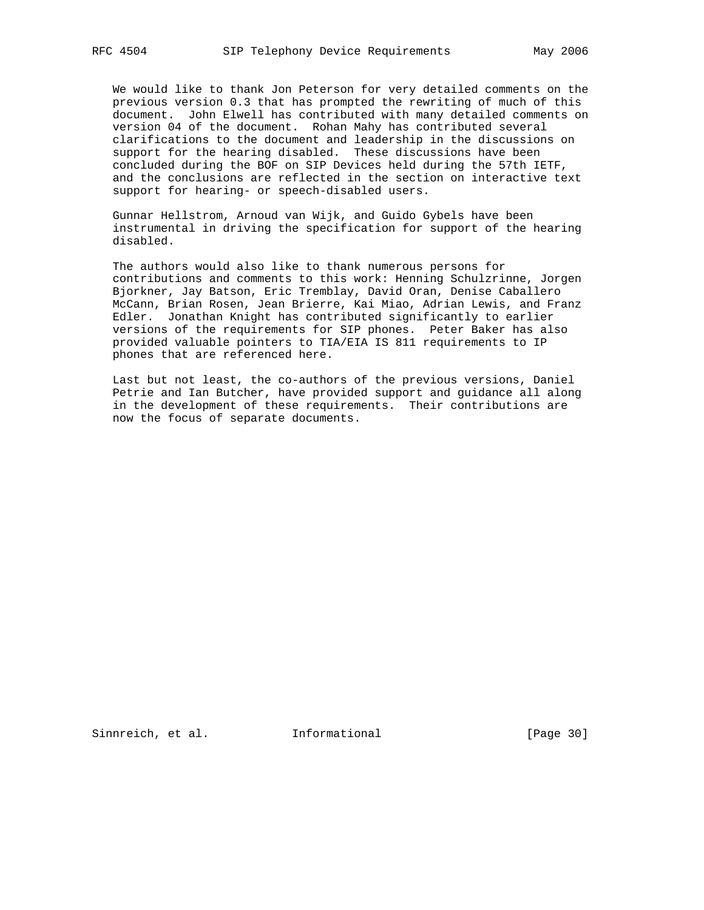We would like to thank Jon Peterson for very detailed comments on the previous version 0.3 that has prompted the rewriting of much of this document. John Elwell has contributed with many detailed comments on version 04 of the document. Rohan Mahy has contributed several clarifications to the document and leadership in the discussions on support for the hearing disabled. These discussions have been concluded during the BOF on SIP Devices held during the 57th IETF, and the conclusions are reflected in the section on interactive text support for hearing- or speech-disabled users.

Gunnar Hellstrom, Arnoud van Wijk, and Guido Gybels have been instrumental in driving the specification for support of the hearing disabled.

The authors would also like to thank numerous persons for contributions and comments to this work: Henning Schulzrinne, Jorgen Bjorkner, Jay Batson, Eric Tremblay, David Oran, Denise Caballero McCann, Brian Rosen, Jean Brierre, Kai Miao, Adrian Lewis, and Franz Edler. Jonathan Knight has contributed significantly to earlier versions of the requirements for SIP phones. Peter Baker has also provided valuable pointers to TIA/EIA IS 811 requirements to IP phones that are referenced here.

Last but not least, the co-authors of the previous versions, Daniel Petrie and Ian Butcher, have provided support and guidance all along in the development of these requirements. Their contributions are now the focus of separate documents.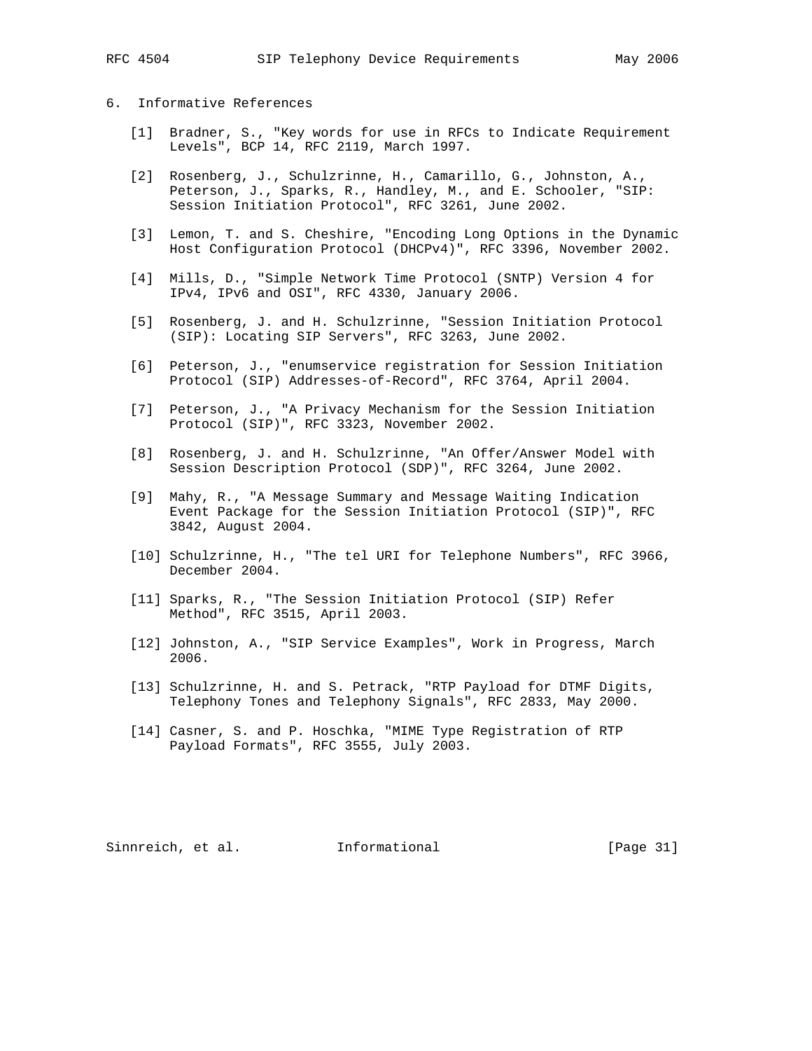## 6. Informative References

[1] Bradner, S., "Key words for use in RFCs to Indicate Requirement Levels", BCP 14, RFC 2119, March 1997.

[2] Rosenberg, J., Schulzrinne, H., Camarillo, G., Johnston, A., Peterson, J., Sparks, R., Handley, M., and E. Schooler, "SIP: Session Initiation Protocol", RFC 3261, June 2002.

[3] Lemon, T. and S. Cheshire, "Encoding Long Options in the Dynamic Host Configuration Protocol (DHCPv4)", RFC 3396, November 2002.

[4] Mills, D., "Simple Network Time Protocol (SNTP) Version 4 for IPv4, IPv6 and OSI", RFC 4330, January 2006.

[5] Rosenberg, J. and H. Schulzrinne, "Session Initiation Protocol (SIP): Locating SIP Servers", RFC 3263, June 2002.

[6] Peterson, J., "enumservice registration for Session Initiation Protocol (SIP) Addresses-of-Record", RFC 3764, April 2004.

[7] Peterson, J., "A Privacy Mechanism for the Session Initiation Protocol (SIP)", RFC 3323, November 2002.

[8] Rosenberg, J. and H. Schulzrinne, "An Offer/Answer Model with Session Description Protocol (SDP)", RFC 3264, June 2002.

[9] Mahy, R., "A Message Summary and Message Waiting Indication Event Package for the Session Initiation Protocol (SIP)", RFC 3842, August 2004.

[10] Schulzrinne, H., "The tel URI for Telephone Numbers", RFC 3966, December 2004.

[11] Sparks, R., "The Session Initiation Protocol (SIP) Refer Method", RFC 3515, April 2003.

[12] Johnston, A., "SIP Service Examples", Work in Progress, March 2006.

[13] Schulzrinne, H. and S. Petrack, "RTP Payload for DTMF Digits, Telephony Tones and Telephony Signals", RFC 2833, May 2000.

[14] Casner, S. and P. Hoschka, "MIME Type Registration of RTP Payload Formats", RFC 3555, July 2003.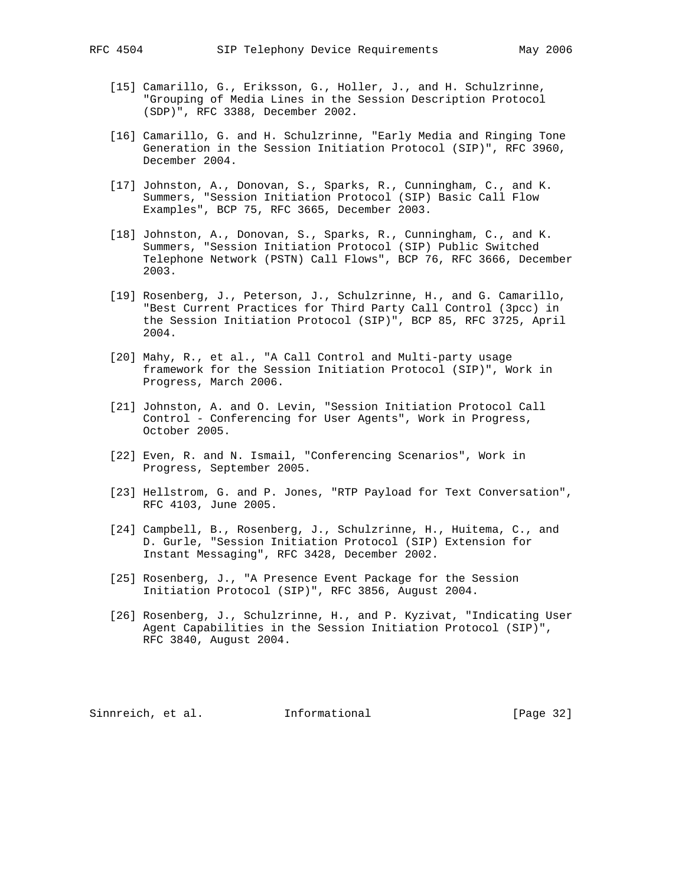[15] Camarillo, G., Eriksson, G., Holler, J., and H. Schulzrinne, "Grouping of Media Lines in the Session Description Protocol (SDP)", RFC 3388, December 2002.

[16] Camarillo, G. and H. Schulzrinne, "Early Media and Ringing Tone Generation in the Session Initiation Protocol (SIP)", RFC 3960, December 2004.

[17] Johnston, A., Donovan, S., Sparks, R., Cunningham, C., and K. Summers, "Session Initiation Protocol (SIP) Basic Call Flow Examples", BCP 75, RFC 3665, December 2003.

[18] Johnston, A., Donovan, S., Sparks, R., Cunningham, C., and K. Summers, "Session Initiation Protocol (SIP) Public Switched Telephone Network (PSTN) Call Flows", BCP 76, RFC 3666, December 2003.

[19] Rosenberg, J., Peterson, J., Schulzrinne, H., and G. Camarillo, "Best Current Practices for Third Party Call Control (3pcc) in the Session Initiation Protocol (SIP)", BCP 85, RFC 3725, April 2004.

[20] Mahy, R., et al., "A Call Control and Multi-party usage framework for the Session Initiation Protocol (SIP)", Work in Progress, March 2006.

[21] Johnston, A. and O. Levin, "Session Initiation Protocol Call Control - Conferencing for User Agents", Work in Progress, October 2005.

[22] Even, R. and N. Ismail, "Conferencing Scenarios", Work in Progress, September 2005.

[23] Hellstrom, G. and P. Jones, "RTP Payload for Text Conversation", RFC 4103, June 2005.

[24] Campbell, B., Rosenberg, J., Schulzrinne, H., Huitema, C., and D. Gurle, "Session Initiation Protocol (SIP) Extension for Instant Messaging", RFC 3428, December 2002.

[25] Rosenberg, J., "A Presence Event Package for the Session Initiation Protocol (SIP)", RFC 3856, August 2004.

[26] Rosenberg, J., Schulzrinne, H., and P. Kyzivat, "Indicating User Agent Capabilities in the Session Initiation Protocol (SIP)", RFC 3840, August 2004.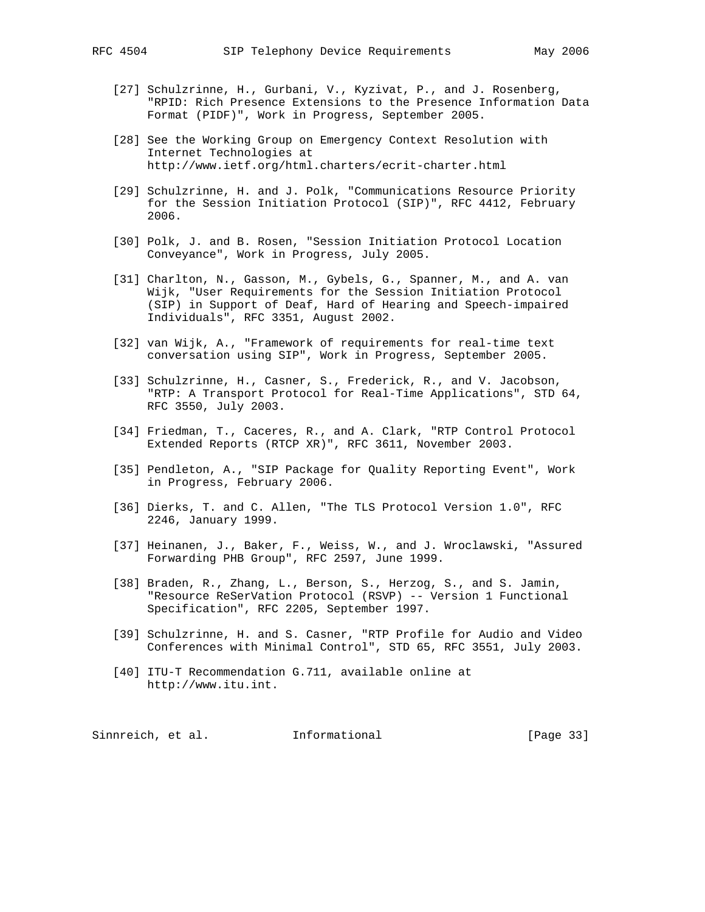[27] Schulzrinne, H., Gurbani, V., Kyzivat, P., and J. Rosenberg, "RPID: Rich Presence Extensions to the Presence Information Data Format (PIDF)", Work in Progress, September 2005.

[28] See the Working Group on Emergency Context Resolution with Internet Technologies at http://www.ietf.org/html.charters/ecrit-charter.html

[29] Schulzrinne, H. and J. Polk, "Communications Resource Priority for the Session Initiation Protocol (SIP)", RFC 4412, February 2006.

[30] Polk, J. and B. Rosen, "Session Initiation Protocol Location Conveyance", Work in Progress, July 2005.

[31] Charlton, N., Gasson, M., Gybels, G., Spanner, M., and A. van Wijk, "User Requirements for the Session Initiation Protocol (SIP) in Support of Deaf, Hard of Hearing and Speech-impaired Individuals", RFC 3351, August 2002.

[32] van Wijk, A., "Framework of requirements for real-time text conversation using SIP", Work in Progress, September 2005.

[33] Schulzrinne, H., Casner, S., Frederick, R., and V. Jacobson, "RTP: A Transport Protocol for Real-Time Applications", STD 64, RFC 3550, July 2003.

[34] Friedman, T., Caceres, R., and A. Clark, "RTP Control Protocol Extended Reports (RTCP XR)", RFC 3611, November 2003.

[35] Pendleton, A., "SIP Package for Quality Reporting Event", Work in Progress, February 2006.

[36] Dierks, T. and C. Allen, "The TLS Protocol Version 1.0", RFC 2246, January 1999.

[37] Heinanen, J., Baker, F., Weiss, W., and J. Wroclawski, "Assured Forwarding PHB Group", RFC 2597, June 1999.

[38] Braden, R., Zhang, L., Berson, S., Herzog, S., and S. Jamin, "Resource ReSerVation Protocol (RSVP) -- Version 1 Functional Specification", RFC 2205, September 1997.

[39] Schulzrinne, H. and S. Casner, "RTP Profile for Audio and Video Conferences with Minimal Control", STD 65, RFC 3551, July 2003.

[40] ITU-T Recommendation G.711, available online at http://www.itu.int.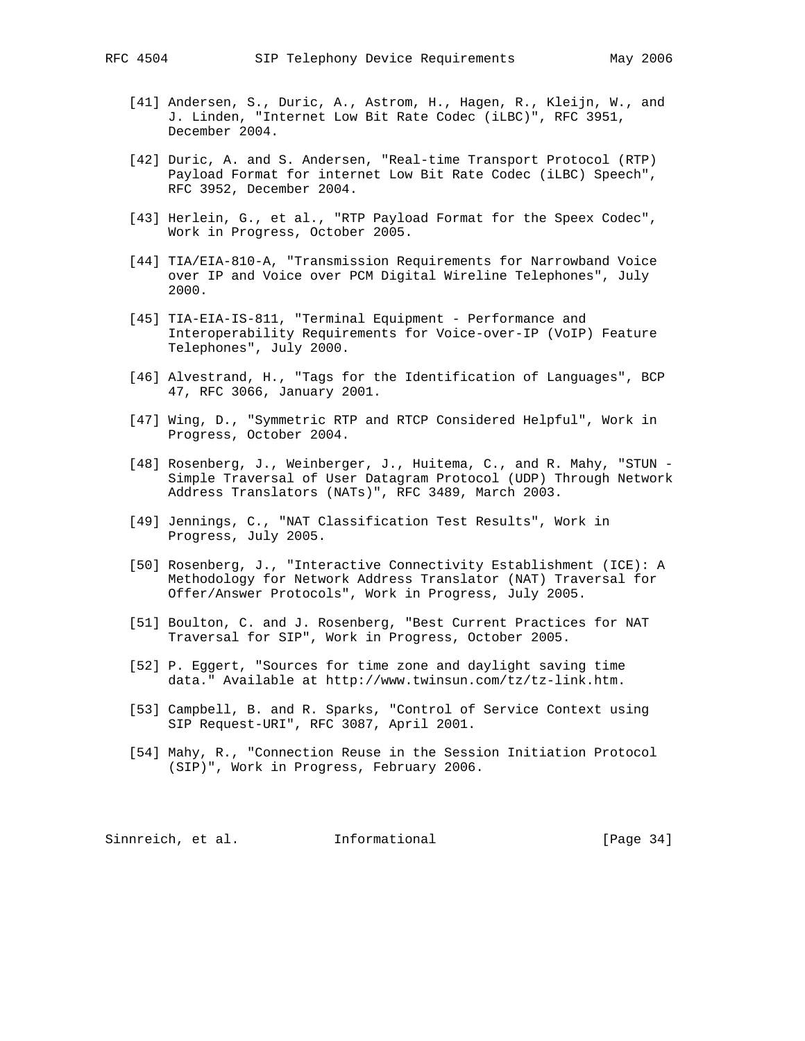[41] Andersen, S., Duric, A., Astrom, H., Hagen, R., Kleijn, W., and J. Linden, "Internet Low Bit Rate Codec (iLBC)", RFC 3951, December 2004.

[42] Duric, A. and S. Andersen, "Real-time Transport Protocol (RTP) Payload Format for internet Low Bit Rate Codec (iLBC) Speech", RFC 3952, December 2004.

[43] Herlein, G., et al., "RTP Payload Format for the Speex Codec", Work in Progress, October 2005.

[44] TIA/EIA-810-A, "Transmission Requirements for Narrowband Voice over IP and Voice over PCM Digital Wireline Telephones", July 2000.

[45] TIA-EIA-IS-811, "Terminal Equipment - Performance and Interoperability Requirements for Voice-over-IP (VoIP) Feature Telephones", July 2000.

[46] Alvestrand, H., "Tags for the Identification of Languages", BCP 47, RFC 3066, January 2001.

[47] Wing, D., "Symmetric RTP and RTCP Considered Helpful", Work in Progress, October 2004.

[48] Rosenberg, J., Weinberger, J., Huitema, C., and R. Mahy, "STUN - Simple Traversal of User Datagram Protocol (UDP) Through Network Address Translators (NATs)", RFC 3489, March 2003.

[49] Jennings, C., "NAT Classification Test Results", Work in Progress, July 2005.

[50] Rosenberg, J., "Interactive Connectivity Establishment (ICE): A Methodology for Network Address Translator (NAT) Traversal for Offer/Answer Protocols", Work in Progress, July 2005.

[51] Boulton, C. and J. Rosenberg, "Best Current Practices for NAT Traversal for SIP", Work in Progress, October 2005.

[52] P. Eggert, "Sources for time zone and daylight saving time data." Available at http://www.twinsun.com/tz/tz-link.htm.

[53] Campbell, B. and R. Sparks, "Control of Service Context using SIP Request-URI", RFC 3087, April 2001.

[54] Mahy, R., "Connection Reuse in the Session Initiation Protocol (SIP)", Work in Progress, February 2006.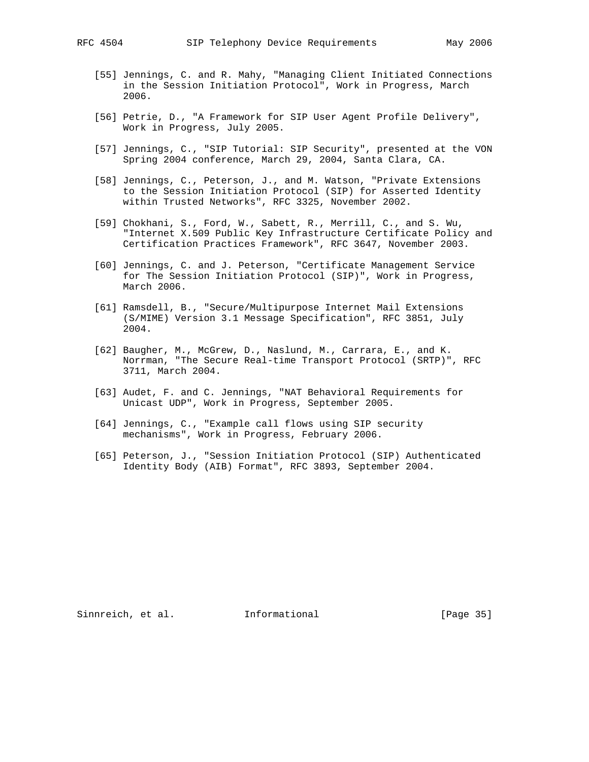[55] Jennings, C. and R. Mahy, "Managing Client Initiated Connections in the Session Initiation Protocol", Work in Progress, March 2006.

[56] Petrie, D., "A Framework for SIP User Agent Profile Delivery", Work in Progress, July 2005.

[57] Jennings, C., "SIP Tutorial: SIP Security", presented at the VON Spring 2004 conference, March 29, 2004, Santa Clara, CA.

[58] Jennings, C., Peterson, J., and M. Watson, "Private Extensions to the Session Initiation Protocol (SIP) for Asserted Identity within Trusted Networks", RFC 3325, November 2002.

[59] Chokhani, S., Ford, W., Sabett, R., Merrill, C., and S. Wu, "Internet X.509 Public Key Infrastructure Certificate Policy and Certification Practices Framework", RFC 3647, November 2003.

[60] Jennings, C. and J. Peterson, "Certificate Management Service for The Session Initiation Protocol (SIP)", Work in Progress, March 2006.

[61] Ramsdell, B., "Secure/Multipurpose Internet Mail Extensions (S/MIME) Version 3.1 Message Specification", RFC 3851, July 2004.

[62] Baugher, M., McGrew, D., Naslund, M., Carrara, E., and K. Norrman, "The Secure Real-time Transport Protocol (SRTP)", RFC 3711, March 2004.

[63] Audet, F. and C. Jennings, "NAT Behavioral Requirements for Unicast UDP", Work in Progress, September 2005.

[64] Jennings, C., "Example call flows using SIP security mechanisms", Work in Progress, February 2006.

[65] Peterson, J., "Session Initiation Protocol (SIP) Authenticated Identity Body (AIB) Format", RFC 3893, September 2004.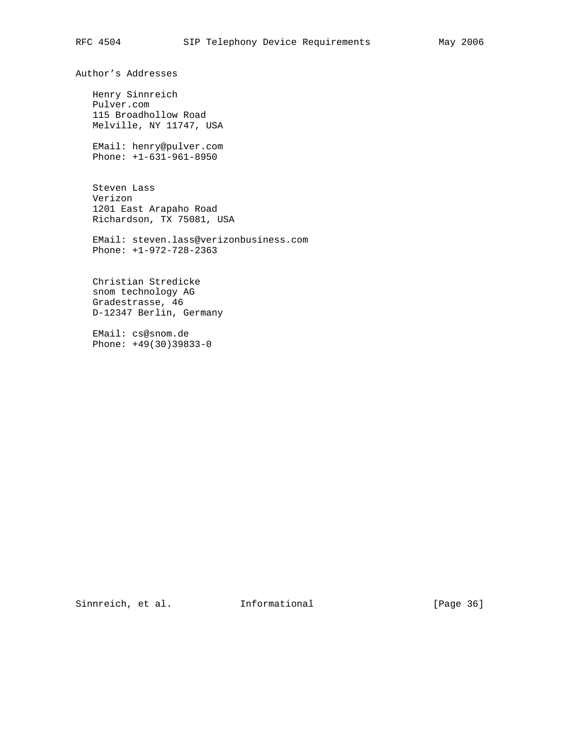## Author’s Addresses

Henry Sinnreich
Pulver.com
115 Broadhollow Road
Melville, NY 11747, USA

EMail: henry@pulver.com
Phone: +1-631-961-8950

Steven Lass
Verizon
1201 East Arapaho Road
Richardson, TX 75081, USA

EMail: steven.lass@verizonbusiness.com
Phone: +1-972-728-2363

Christian Stredicke
snom technology AG
Gradestrasse, 46
D-12347 Berlin, Germany

EMail: cs@snom.de
Phone: +49(30)39833-0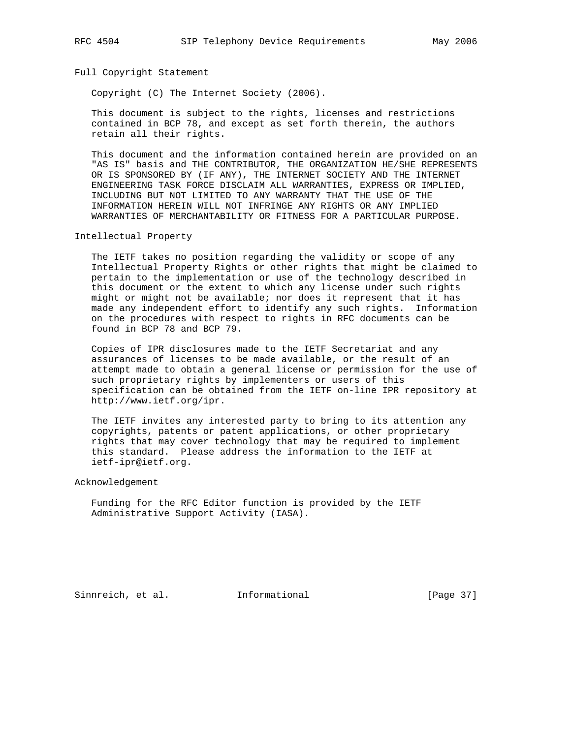## Full Copyright Statement

Copyright (C) The Internet Society (2006).

This document is subject to the rights, licenses and restrictions contained in BCP 78, and except as set forth therein, the authors retain all their rights.

This document and the information contained herein are provided on an "AS IS" basis and THE CONTRIBUTOR, THE ORGANIZATION HE/SHE REPRESENTS OR IS SPONSORED BY (IF ANY), THE INTERNET SOCIETY AND THE INTERNET ENGINEERING TASK FORCE DISCLAIM ALL WARRANTIES, EXPRESS OR IMPLIED, INCLUDING BUT NOT LIMITED TO ANY WARRANTY THAT THE USE OF THE INFORMATION HEREIN WILL NOT INFRINGE ANY RIGHTS OR ANY IMPLIED WARRANTIES OF MERCHANTABILITY OR FITNESS FOR A PARTICULAR PURPOSE.

## Intellectual Property

The IETF takes no position regarding the validity or scope of any Intellectual Property Rights or other rights that might be claimed to pertain to the implementation or use of the technology described in this document or the extent to which any license under such rights might or might not be available; nor does it represent that it has made any independent effort to identify any such rights. Information on the procedures with respect to rights in RFC documents can be found in BCP 78 and BCP 79.

Copies of IPR disclosures made to the IETF Secretariat and any assurances of licenses to be made available, or the result of an attempt made to obtain a general license or permission for the use of such proprietary rights by implementers or users of this specification can be obtained from the IETF on-line IPR repository at http://www.ietf.org/ipr.

The IETF invites any interested party to bring to its attention any copyrights, patents or patent applications, or other proprietary rights that may cover technology that may be required to implement this standard. Please address the information to the IETF at ietf-ipr@ietf.org.

## Acknowledgement

Funding for the RFC Editor function is provided by the IETF Administrative Support Activity (IASA).